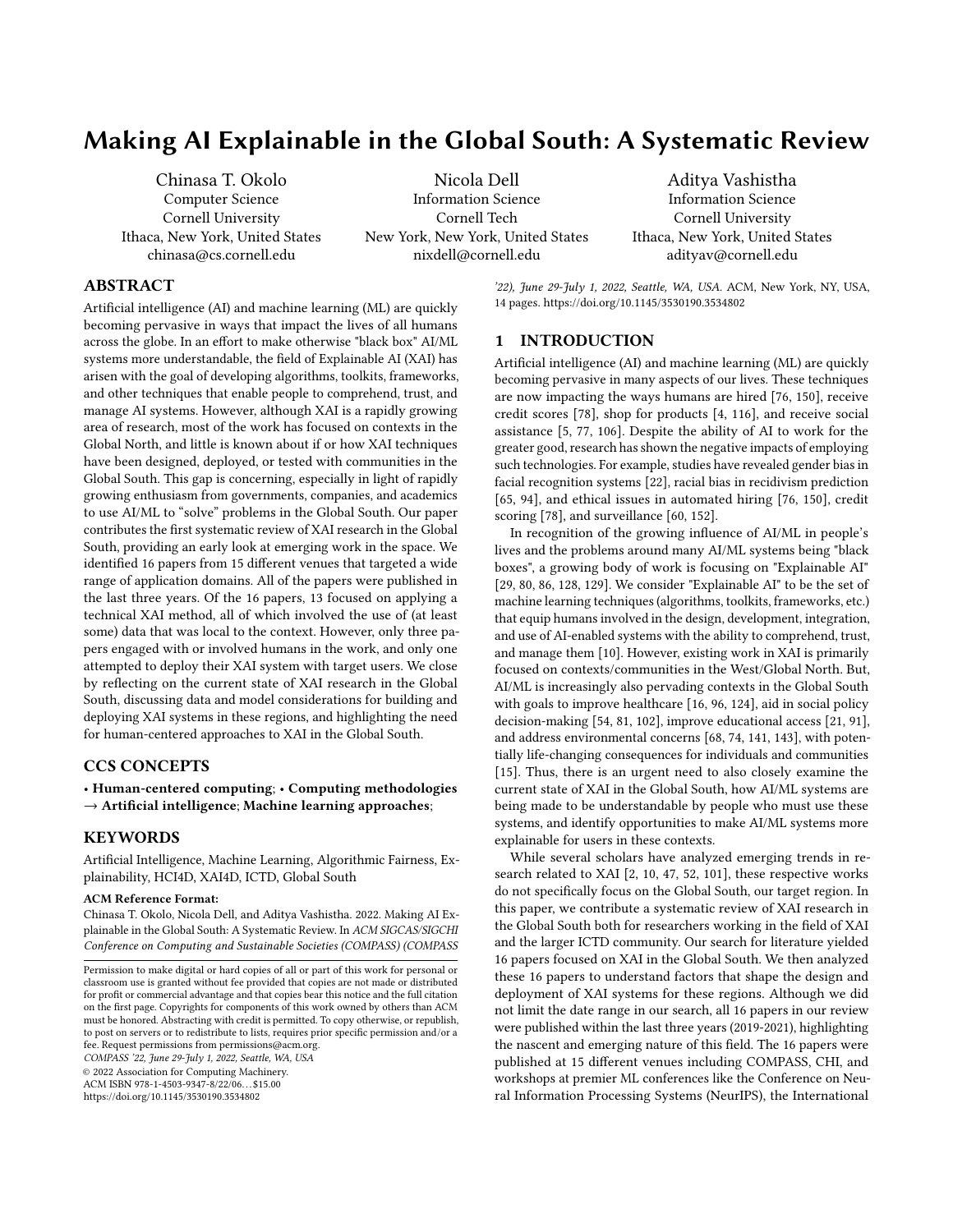# Making AI Explainable in the Global South: A Systematic Review

Chinasa T. Okolo
Computer Science
Cornell University
Ithaca, New York, United States
chinasa@cs.cornell.edu

Nicola Dell
Information Science
Cornell Tech
New York, New York, United States
nixdell@cornell.edu

Aditya Vashistha
Information Science
Cornell University
Ithaca, New York, United States
adityav@cornell.edu

## ABSTRACT

Artificial intelligence (AI) and machine learning (ML) are quickly becoming pervasive in ways that impact the lives of all humans across the globe. In an effort to make otherwise "black box" AI/ML systems more understandable, the field of Explainable AI (XAI) has arisen with the goal of developing algorithms, toolkits, frameworks, and other techniques that enable people to comprehend, trust, and manage AI systems. However, although XAI is a rapidly growing area of research, most of the work has focused on contexts in the Global North, and little is known about if or how XAI techniques have been designed, deployed, or tested with communities in the Global South. This gap is concerning, especially in light of rapidly growing enthusiasm from governments, companies, and academics to use AI/ML to "solve" problems in the Global South. Our paper contributes the first systematic review of XAI research in the Global South, providing an early look at emerging work in the space. We identified 16 papers from 15 different venues that targeted a wide range of application domains. All of the papers were published in the last three years. Of the 16 papers, 13 focused on applying a technical XAI method, all of which involved the use of (at least some) data that was local to the context. However, only three papers engaged with or involved humans in the work, and only one attempted to deploy their XAI system with target users. We close by reflecting on the current state of XAI research in the Global South, discussing data and model considerations for building and deploying XAI systems in these regions, and highlighting the need for human-centered approaches to XAI in the Global South.

## CCS CONCEPTS

• **Human-centered computing**; • **Computing methodologies** → **Artificial intelligence**; **Machine learning approaches**;

## KEYWORDS

Artificial Intelligence, Machine Learning, Algorithmic Fairness, Explainability, HCI4D, XAI4D, ICTD, Global South

**ACM Reference Format:**
Chinasa T. Okolo, Nicola Dell, and Aditya Vashistha. 2022. Making AI Explainable in the Global South: A Systematic Review. In *ACM SIGCAS/SIGCHI Conference on Computing and Sustainable Societies (COMPASS) (COMPASS '22), June 29-July 1, 2022, Seattle, WA, USA.* ACM, New York, NY, USA, 14 pages. https://doi.org/10.1145/3530190.3534802

Permission to make digital or hard copies of all or part of this work for personal or classroom use is granted without fee provided that copies are not made or distributed for profit or commercial advantage and that copies bear this notice and the full citation on the first page. Copyrights for components of this work owned by others than ACM must be honored. Abstracting with credit is permitted. To copy otherwise, or republish, to post on servers or to redistribute to lists, requires prior specific permission and/or a fee. Request permissions from permissions@acm.org.
*COMPASS '22, June 29-July 1, 2022, Seattle, WA, USA*
© 2022 Association for Computing Machinery.
ACM ISBN 978-1-4503-9347-8/22/06...$15.00
https://doi.org/10.1145/3530190.3534802

## 1 INTRODUCTION

Artificial intelligence (AI) and machine learning (ML) are quickly becoming pervasive in many aspects of our lives. These techniques are now impacting the ways humans are hired [76, 150], receive credit scores [78], shop for products [4, 116], and receive social assistance [5, 77, 106]. Despite the ability of AI to work for the greater good, research has shown the negative impacts of employing such technologies. For example, studies have revealed gender bias in facial recognition systems [22], racial bias in recidivism prediction [65, 94], and ethical issues in automated hiring [76, 150], credit scoring [78], and surveillance [60, 152].

In recognition of the growing influence of AI/ML in people's lives and the problems around many AI/ML systems being "black boxes", a growing body of work is focusing on "Explainable AI" [29, 80, 86, 128, 129]. We consider "Explainable AI" to be the set of machine learning techniques (algorithms, toolkits, frameworks, etc.) that equip humans involved in the design, development, integration, and use of AI-enabled systems with the ability to comprehend, trust, and manage them [10]. However, existing work in XAI is primarily focused on contexts/communities in the West/Global North. But, AI/ML is increasingly also pervading contexts in the Global South with goals to improve healthcare [16, 96, 124], aid in social policy decision-making [54, 81, 102], improve educational access [21, 91], and address environmental concerns [68, 74, 141, 143], with potentially life-changing consequences for individuals and communities [15]. Thus, there is an urgent need to also closely examine the current state of XAI in the Global South, how AI/ML systems are being made to be understandable by people who must use these systems, and identify opportunities to make AI/ML systems more explainable for users in these contexts.

While several scholars have analyzed emerging trends in research related to XAI [2, 10, 47, 52, 101], these respective works do not specifically focus on the Global South, our target region. In this paper, we contribute a systematic review of XAI research in the Global South both for researchers working in the field of XAI and the larger ICTD community. Our search for literature yielded 16 papers focused on XAI in the Global South. We then analyzed these 16 papers to understand factors that shape the design and deployment of XAI systems for these regions. Although we did not limit the date range in our search, all 16 papers in our review were published within the last three years (2019-2021), highlighting the nascent and emerging nature of this field. The 16 papers were published at 15 different venues including COMPASS, CHI, and workshops at premier ML conferences like the Conference on Neural Information Processing Systems (NeurIPS), the International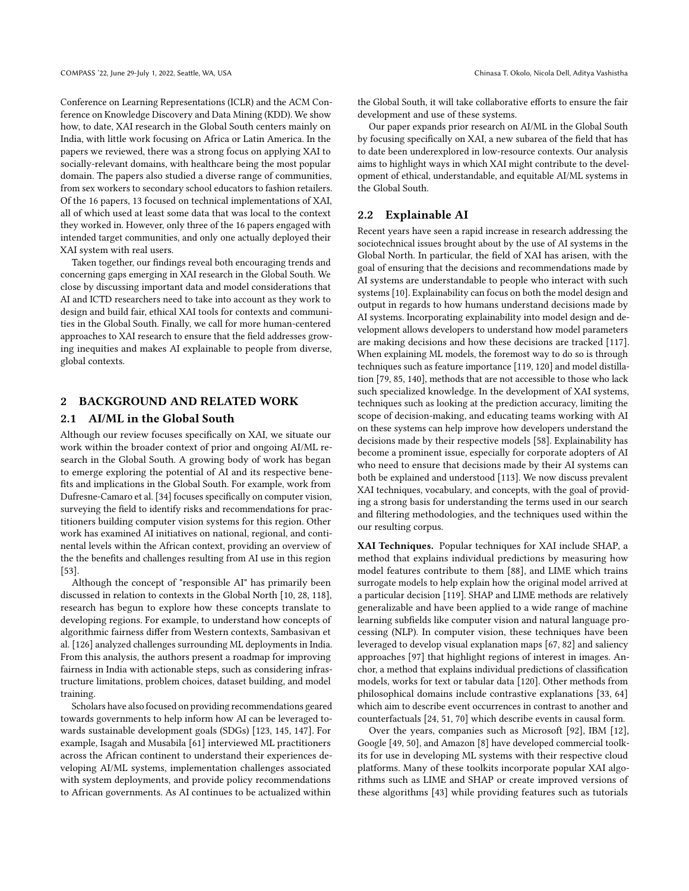Conference on Learning Representations (ICLR) and the ACM Conference on Knowledge Discovery and Data Mining (KDD). We show how, to date, XAI research in the Global South centers mainly on India, with little work focusing on Africa or Latin America. In the papers we reviewed, there was a strong focus on applying XAI to socially-relevant domains, with healthcare being the most popular domain. The papers also studied a diverse range of communities, from sex workers to secondary school educators to fashion retailers. Of the 16 papers, 13 focused on technical implementations of XAI, all of which used at least some data that was local to the context they worked in. However, only three of the 16 papers engaged with intended target communities, and only one actually deployed their XAI system with real users.

Taken together, our findings reveal both encouraging trends and concerning gaps emerging in XAI research in the Global South. We close by discussing important data and model considerations that AI and ICTD researchers need to take into account as they work to design and build fair, ethical XAI tools for contexts and communities in the Global South. Finally, we call for more human-centered approaches to XAI research to ensure that the field addresses growing inequities and makes AI explainable to people from diverse, global contexts.

## 2 BACKGROUND AND RELATED WORK

### 2.1 AI/ML in the Global South

Although our review focuses specifically on XAI, we situate our work within the broader context of prior and ongoing AI/ML research in the Global South. A growing body of work has began to emerge exploring the potential of AI and its respective benefits and implications in the Global South. For example, work from Dufresne-Camaro et al. [34] focuses specifically on computer vision, surveying the field to identify risks and recommendations for practitioners building computer vision systems for this region. Other work has examined AI initiatives on national, regional, and continental levels within the African context, providing an overview of the the benefits and challenges resulting from AI use in this region [53].

Although the concept of "responsible AI" has primarily been discussed in relation to contexts in the Global North [10, 28, 118], research has begun to explore how these concepts translate to developing regions. For example, to understand how concepts of algorithmic fairness differ from Western contexts, Sambasivan et al. [126] analyzed challenges surrounding ML deployments in India. From this analysis, the authors present a roadmap for improving fairness in India with actionable steps, such as considering infrastructure limitations, problem choices, dataset building, and model training.

Scholars have also focused on providing recommendations geared towards governments to help inform how AI can be leveraged towards sustainable development goals (SDGs) [123, 145, 147]. For example, Isagah and Musabila [61] interviewed ML practitioners across the African continent to understand their experiences developing AI/ML systems, implementation challenges associated with system deployments, and provide policy recommendations to African governments. As AI continues to be actualized within the Global South, it will take collaborative efforts to ensure the fair development and use of these systems.

Our paper expands prior research on AI/ML in the Global South by focusing specifically on XAI, a new subarea of the field that has to date been underexplored in low-resource contexts. Our analysis aims to highlight ways in which XAI might contribute to the development of ethical, understandable, and equitable AI/ML systems in the Global South.

### 2.2 Explainable AI

Recent years have seen a rapid increase in research addressing the sociotechnical issues brought about by the use of AI systems in the Global North. In particular, the field of XAI has arisen, with the goal of ensuring that the decisions and recommendations made by AI systems are understandable to people who interact with such systems [10]. Explainability can focus on both the model design and output in regards to how humans understand decisions made by AI systems. Incorporating explainability into model design and development allows developers to understand how model parameters are making decisions and how these decisions are tracked [117]. When explaining ML models, the foremost way to do so is through techniques such as feature importance [119, 120] and model distillation [79, 85, 140], methods that are not accessible to those who lack such specialized knowledge. In the development of XAI systems, techniques such as looking at the prediction accuracy, limiting the scope of decision-making, and educating teams working with AI on these systems can help improve how developers understand the decisions made by their respective models [58]. Explainability has become a prominent issue, especially for corporate adopters of AI who need to ensure that decisions made by their AI systems can both be explained and understood [113]. We now discuss prevalent XAI techniques, vocabulary, and concepts, with the goal of providing a strong basis for understanding the terms used in our search and filtering methodologies, and the techniques used within the our resulting corpus.

**XAI Techniques.** Popular techniques for XAI include SHAP, a method that explains individual predictions by measuring how model features contribute to them [88], and LIME which trains surrogate models to help explain how the original model arrived at a particular decision [119]. SHAP and LIME methods are relatively generalizable and have been applied to a wide range of machine learning subfields like computer vision and natural language processing (NLP). In computer vision, these techniques have been leveraged to develop visual explanation maps [67, 82] and saliency approaches [97] that highlight regions of interest in images. Anchor, a method that explains individual predictions of classification models, works for text or tabular data [120]. Other methods from philosophical domains include contrastive explanations [33, 64] which aim to describe event occurrences in contrast to another and counterfactuals [24, 51, 70] which describe events in causal form.

Over the years, companies such as Microsoft [92], IBM [12], Google [49, 50], and Amazon [8] have developed commercial toolkits for use in developing ML systems with their respective cloud platforms. Many of these toolkits incorporate popular XAI algorithms such as LIME and SHAP or create improved versions of these algorithms [43] while providing features such as tutorials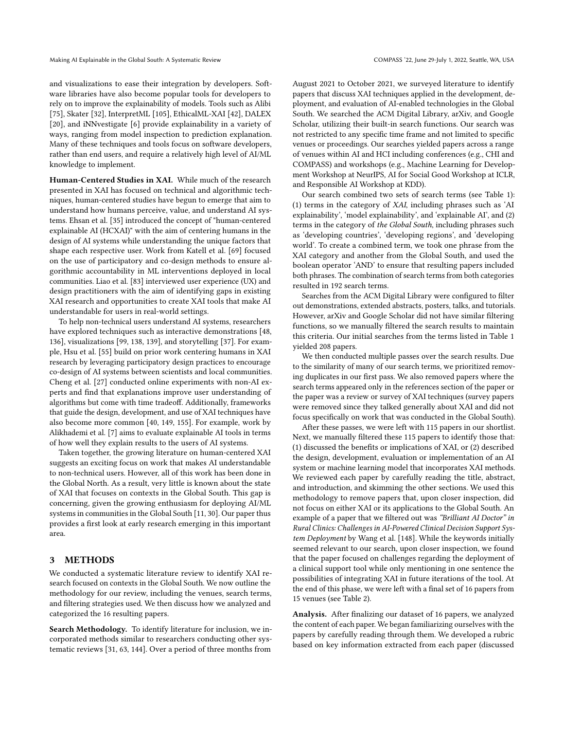and visualizations to ease their integration by developers. Software libraries have also become popular tools for developers to rely on to improve the explainability of models. Tools such as Alibi [75], Skater [32], InterpretML [105], EthicalML-XAI [42], DALEX [20], and iNNvestigate [6] provide explainability in a variety of ways, ranging from model inspection to prediction explanation. Many of these techniques and tools focus on software developers, rather than end users, and require a relatively high level of AI/ML knowledge to implement.

**Human-Centered Studies in XAI.** While much of the research presented in XAI has focused on technical and algorithmic techniques, human-centered studies have begun to emerge that aim to understand how humans perceive, value, and understand AI systems. Ehsan et al. [35] introduced the concept of "human-centered explainable AI (HCXAI)" with the aim of centering humans in the design of AI systems while understanding the unique factors that shape each respective user. Work from Katell et al. [69] focused on the use of participatory and co-design methods to ensure algorithmic accountability in ML interventions deployed in local communities. Liao et al. [83] interviewed user experience (UX) and design practitioners with the aim of identifying gaps in existing XAI research and opportunities to create XAI tools that make AI understandable for users in real-world settings.

To help non-technical users understand AI systems, researchers have explored techniques such as interactive demonstrations [48, 136], visualizations [99, 138, 139], and storytelling [37]. For example, Hsu et al. [55] build on prior work centering humans in XAI research by leveraging participatory design practices to encourage co-design of AI systems between scientists and local communities. Cheng et al. [27] conducted online experiments with non-AI experts and find that explanations improve user understanding of algorithms but come with time tradeoff. Additionally, frameworks that guide the design, development, and use of XAI techniques have also become more common [40, 149, 155]. For example, work by Alikhademi et al. [7] aims to evaluate explainable AI tools in terms of how well they explain results to the users of AI systems.

Taken together, the growing literature on human-centered XAI suggests an exciting focus on work that makes AI understandable to non-technical users. However, all of this work has been done in the Global North. As a result, very little is known about the state of XAI that focuses on contexts in the Global South. This gap is concerning, given the growing enthusiasm for deploying AI/ML systems in communities in the Global South [11, 30]. Our paper thus provides a first look at early research emerging in this important area.

## 3 METHODS

We conducted a systematic literature review to identify XAI research focused on contexts in the Global South. We now outline the methodology for our review, including the venues, search terms, and filtering strategies used. We then discuss how we analyzed and categorized the 16 resulting papers.

**Search Methodology.** To identify literature for inclusion, we incorporated methods similar to researchers conducting other systematic reviews [31, 63, 144]. Over a period of three months from August 2021 to October 2021, we surveyed literature to identify papers that discuss XAI techniques applied in the development, deployment, and evaluation of AI-enabled technologies in the Global South. We searched the ACM Digital Library, arXiv, and Google Scholar, utilizing their built-in search functions. Our search was not restricted to any specific time frame and not limited to specific venues or proceedings. Our searches yielded papers across a range of venues within AI and HCI including conferences (e.g., CHI and COMPASS) and workshops (e.g., Machine Learning for Development Workshop at NeurIPS, AI for Social Good Workshop at ICLR, and Responsible AI Workshop at KDD).

Our search combined two sets of search terms (see Table 1): (1) terms in the category of *XAI*, including phrases such as 'AI explainability', 'model explainability', and 'explainable AI', and (2) terms in the category of *the Global South*, including phrases such as 'developing countries', 'developing regions', and 'developing world'. To create a combined term, we took one phrase from the XAI category and another from the Global South, and used the boolean operator 'AND' to ensure that resulting papers included both phrases. The combination of search terms from both categories resulted in 192 search terms.

Searches from the ACM Digital Library were configured to filter out demonstrations, extended abstracts, posters, talks, and tutorials. However, arXiv and Google Scholar did not have similar filtering functions, so we manually filtered the search results to maintain this criteria. Our initial searches from the terms listed in Table 1 yielded 208 papers.

We then conducted multiple passes over the search results. Due to the similarity of many of our search terms, we prioritized removing duplicates in our first pass. We also removed papers where the search terms appeared only in the references section of the paper or the paper was a review or survey of XAI techniques (survey papers were removed since they talked generally about XAI and did not focus specifically on work that was conducted in the Global South).

After these passes, we were left with 115 papers in our shortlist. Next, we manually filtered these 115 papers to identify those that: (1) discussed the benefits or implications of XAI, or (2) described the design, development, evaluation or implementation of an AI system or machine learning model that incorporates XAI methods. We reviewed each paper by carefully reading the title, abstract, and introduction, and skimming the other sections. We used this methodology to remove papers that, upon closer inspection, did not focus on either XAI or its applications to the Global South. An example of a paper that we filtered out was *"Brilliant AI Doctor" in Rural Clinics: Challenges in AI-Powered Clinical Decision Support System Deployment* by Wang et al. [148]. While the keywords initially seemed relevant to our search, upon closer inspection, we found that the paper focused on challenges regarding the deployment of a clinical support tool while only mentioning in one sentence the possibilities of integrating XAI in future iterations of the tool. At the end of this phase, we were left with a final set of 16 papers from 15 venues (see Table 2).

**Analysis.** After finalizing our dataset of 16 papers, we analyzed the content of each paper. We began familiarizing ourselves with the papers by carefully reading through them. We developed a rubric based on key information extracted from each paper (discussed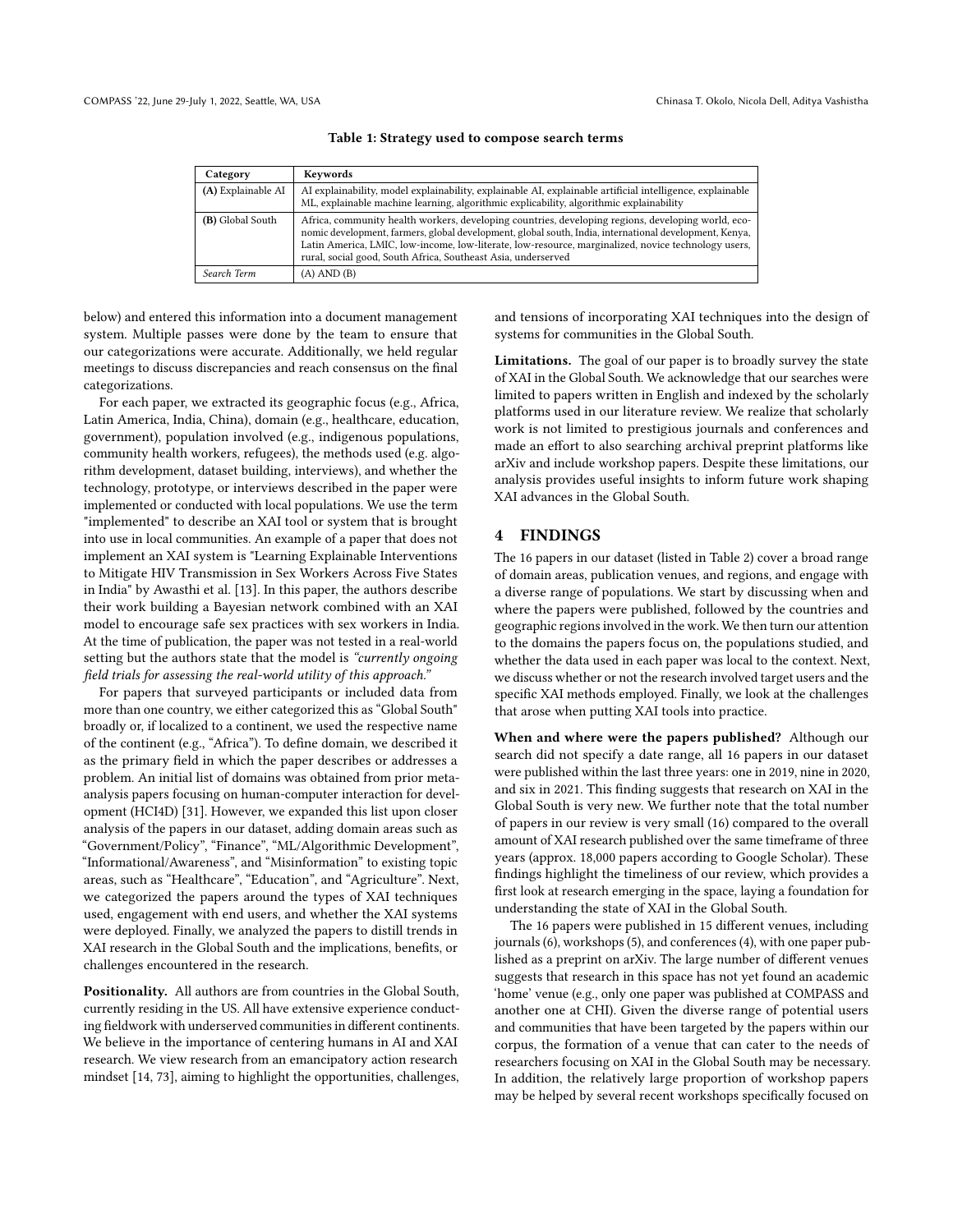**Table 1: Strategy used to compose search terms**

| Category | Keywords |
| --- | --- |
| **(A)** Explainable AI | AI explainability, model explainability, explainable AI, explainable artificial intelligence, explainable ML, explainable machine learning, algorithmic explicability, algorithmic explainability |
| **(B)** Global South | Africa, community health workers, developing countries, developing regions, developing world, economic development, farmers, global development, global south, India, international development, Kenya, Latin America, LMIC, low-income, low-literate, low-resource, marginalized, novice technology users, rural, social good, South Africa, Southeast Asia, underserved |
| *Search Term* | (A) AND (B) |

below) and entered this information into a document management system. Multiple passes were done by the team to ensure that our categorizations were accurate. Additionally, we held regular meetings to discuss discrepancies and reach consensus on the final categorizations.

For each paper, we extracted its geographic focus (e.g., Africa, Latin America, India, China), domain (e.g., healthcare, education, government), population involved (e.g., indigenous populations, community health workers, refugees), the methods used (e.g. algorithm development, dataset building, interviews), and whether the technology, prototype, or interviews described in the paper were implemented or conducted with local populations. We use the term "implemented" to describe an XAI tool or system that is brought into use in local communities. An example of a paper that does not implement an XAI system is "Learning Explainable Interventions to Mitigate HIV Transmission in Sex Workers Across Five States in India" by Awasthi et al. [13]. In this paper, the authors describe their work building a Bayesian network combined with an XAI model to encourage safe sex practices with sex workers in India. At the time of publication, the paper was not tested in a real-world setting but the authors state that the model is *"currently ongoing field trials for assessing the real-world utility of this approach."*

For papers that surveyed participants or included data from more than one country, we either categorized this as "Global South" broadly or, if localized to a continent, we used the respective name of the continent (e.g., "Africa"). To define domain, we described it as the primary field in which the paper describes or addresses a problem. An initial list of domains was obtained from prior meta-analysis papers focusing on human-computer interaction for development (HCI4D) [31]. However, we expanded this list upon closer analysis of the papers in our dataset, adding domain areas such as "Government/Policy", "Finance", "ML/Algorithmic Development", "Informational/Awareness", and "Misinformation" to existing topic areas, such as "Healthcare", "Education", and "Agriculture". Next, we categorized the papers around the types of XAI techniques used, engagement with end users, and whether the XAI systems were deployed. Finally, we analyzed the papers to distill trends in XAI research in the Global South and the implications, benefits, or challenges encountered in the research.

**Positionality.** All authors are from countries in the Global South, currently residing in the US. All have extensive experience conducting fieldwork with underserved communities in different continents. We believe in the importance of centering humans in AI and XAI research. We view research from an emancipatory action research mindset [14, 73], aiming to highlight the opportunities, challenges, and tensions of incorporating XAI techniques into the design of systems for communities in the Global South.

**Limitations.** The goal of our paper is to broadly survey the state of XAI in the Global South. We acknowledge that our searches were limited to papers written in English and indexed by the scholarly platforms used in our literature review. We realize that scholarly work is not limited to prestigious journals and conferences and made an effort to also searching archival preprint platforms like arXiv and include workshop papers. Despite these limitations, our analysis provides useful insights to inform future work shaping XAI advances in the Global South.

## 4 FINDINGS

The 16 papers in our dataset (listed in Table 2) cover a broad range of domain areas, publication venues, and regions, and engage with a diverse range of populations. We start by discussing when and where the papers were published, followed by the countries and geographic regions involved in the work. We then turn our attention to the domains the papers focus on, the populations studied, and whether the data used in each paper was local to the context. Next, we discuss whether or not the research involved target users and the specific XAI methods employed. Finally, we look at the challenges that arose when putting XAI tools into practice.

**When and where were the papers published?** Although our search did not specify a date range, all 16 papers in our dataset were published within the last three years: one in 2019, nine in 2020, and six in 2021. This finding suggests that research on XAI in the Global South is very new. We further note that the total number of papers in our review is very small (16) compared to the overall amount of XAI research published over the same timeframe of three years (approx. 18,000 papers according to Google Scholar). These findings highlight the timeliness of our review, which provides a first look at research emerging in the space, laying a foundation for understanding the state of XAI in the Global South.

The 16 papers were published in 15 different venues, including journals (6), workshops (5), and conferences (4), with one paper published as a preprint on arXiv. The large number of different venues suggests that research in this space has not yet found an academic 'home' venue (e.g., only one paper was published at COMPASS and another one at CHI). Given the diverse range of potential users and communities that have been targeted by the papers within our corpus, the formation of a venue that can cater to the needs of researchers focusing on XAI in the Global South may be necessary. In addition, the relatively large proportion of workshop papers may be helped by several recent workshops specifically focused on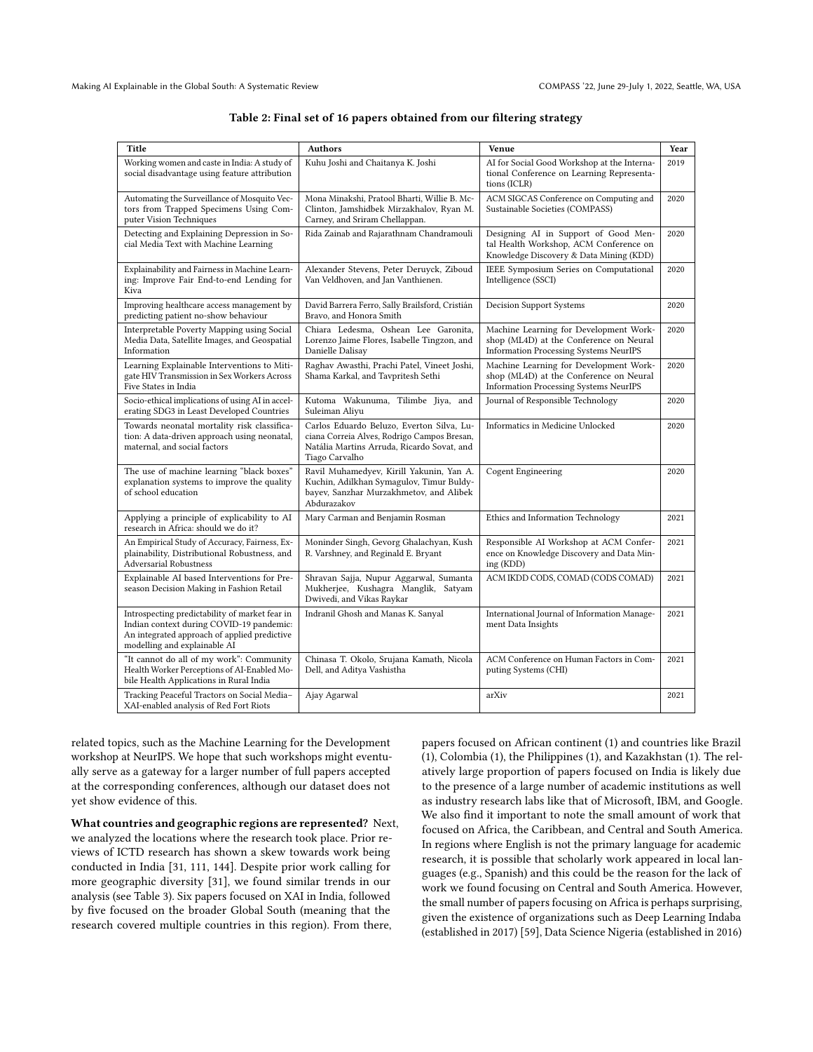**Table 2: Final set of 16 papers obtained from our filtering strategy**

| Title | Authors | Venue | Year |
|---|---|---|---|
| Working women and caste in India: A study of social disadvantage using feature attribution | Kuhu Joshi and Chaitanya K. Joshi | AI for Social Good Workshop at the International Conference on Learning Representations (ICLR) | 2019 |
| Automating the Surveillance of Mosquito Vectors from Trapped Specimens Using Computer Vision Techniques | Mona Minakshi, Pratool Bharti, Willie B. McClinton, Jamshidbek Mirzakhalov, Ryan M. Carney, and Sriram Chellappan. | ACM SIGCAS Conference on Computing and Sustainable Societies (COMPASS) | 2020 |
| Detecting and Explaining Depression in Social Media Text with Machine Learning | Rida Zainab and Rajarathnam Chandramouli | Designing AI in Support of Good Mental Health Workshop, ACM Conference on Knowledge Discovery & Data Mining (KDD) | 2020 |
| Explainability and Fairness in Machine Learning: Improve Fair End-to-end Lending for Kiva | Alexander Stevens, Peter Deruyck, Ziboud Van Veldhoven, and Jan Vanthienen. | IEEE Symposium Series on Computational Intelligence (SSCI) | 2020 |
| Improving healthcare access management by predicting patient no-show behaviour | David Barrera Ferro, Sally Brailsford, Cristián Bravo, and Honora Smith | Decision Support Systems | 2020 |
| Interpretable Poverty Mapping using Social Media Data, Satellite Images, and Geospatial Information | Chiara Ledesma, Oshean Lee Garonita, Lorenzo Jaime Flores, Isabelle Tingzon, and Danielle Dalisay | Machine Learning for Development Workshop (ML4D) at the Conference on Neural Information Processing Systems NeurIPS | 2020 |
| Learning Explainable Interventions to Mitigate HIV Transmission in Sex Workers Across Five States in India | Raghav Awasthi, Prachi Patel, Vineet Joshi, Shama Karkal, and Tavpritesh Sethi | Machine Learning for Development Workshop (ML4D) at the Conference on Neural Information Processing Systems NeurIPS | 2020 |
| Socio-ethical implications of using AI in accelerating SDG3 in Least Developed Countries | Kutoma Wakunuma, Tilimbe Jiya, and Suleiman Aliyu | Journal of Responsible Technology | 2020 |
| Towards neonatal mortality risk classification: A data-driven approach using neonatal, maternal, and social factors | Carlos Eduardo Beluzo, Everton Silva, Luciana Correia Alves, Rodrigo Campos Bresan, Natália Martins Arruda, Ricardo Sovat, and Tiago Carvalho | Informatics in Medicine Unlocked | 2020 |
| The use of machine learning "black boxes" explanation systems to improve the quality of school education | Ravil Muhamedyev, Kirill Yakunin, Yan A. Kuchin, Adilkhan Symagulov, Timur Buldybayev, Sanzhar Murzakhmetov, and Alibek Abdurazakov | Cogent Engineering | 2020 |
| Applying a principle of explicability to AI research in Africa: should we do it? | Mary Carman and Benjamin Rosman | Ethics and Information Technology | 2021 |
| An Empirical Study of Accuracy, Fairness, Explainability, Distributional Robustness, and Adversarial Robustness | Moninder Singh, Gevorg Ghalachyan, Kush R. Varshney, and Reginald E. Bryant | Responsible AI Workshop at ACM Conference on Knowledge Discovery and Data Mining (KDD) | 2021 |
| Explainable AI based Interventions for Preseason Decision Making in Fashion Retail | Shravan Sajja, Nupur Aggarwal, Sumanta Mukherjee, Kushagra Manglik, Satyam Dwivedi, and Vikas Raykar | ACM IKDD CODS, COMAD (CODS COMAD) | 2021 |
| Introspecting predictability of market fear in Indian context during COVID-19 pandemic: An integrated approach of applied predictive modelling and explainable AI | Indranil Ghosh and Manas K. Sanyal | International Journal of Information Management Data Insights | 2021 |
| "It cannot do all of my work": Community Health Worker Perceptions of AI-Enabled Mobile Health Applications in Rural India | Chinasa T. Okolo, Srujana Kamath, Nicola Dell, and Aditya Vashistha | ACM Conference on Human Factors in Computing Systems (CHI) | 2021 |
| Tracking Peaceful Tractors on Social Media–XAI-enabled analysis of Red Fort Riots | Ajay Agarwal | arXiv | 2021 |

related topics, such as the Machine Learning for the Development workshop at NeurIPS. We hope that such workshops might eventually serve as a gateway for a larger number of full papers accepted at the corresponding conferences, although our dataset does not yet show evidence of this.

**What countries and geographic regions are represented?** Next, we analyzed the locations where the research took place. Prior reviews of ICTD research has shown a skew towards work being conducted in India [31, 111, 144]. Despite prior work calling for more geographic diversity [31], we found similar trends in our analysis (see Table 3). Six papers focused on XAI in India, followed by five focused on the broader Global South (meaning that the research covered multiple countries in this region). From there, papers focused on African continent (1) and countries like Brazil (1), Colombia (1), the Philippines (1), and Kazakhstan (1). The relatively large proportion of papers focused on India is likely due to the presence of a large number of academic institutions as well as industry research labs like that of Microsoft, IBM, and Google. We also find it important to note the small amount of work that focused on Africa, the Caribbean, and Central and South America. In regions where English is not the primary language for academic research, it is possible that scholarly work appeared in local languages (e.g., Spanish) and this could be the reason for the lack of work we found focusing on Central and South America. However, the small number of papers focusing on Africa is perhaps surprising, given the existence of organizations such as Deep Learning Indaba (established in 2017) [59], Data Science Nigeria (established in 2016)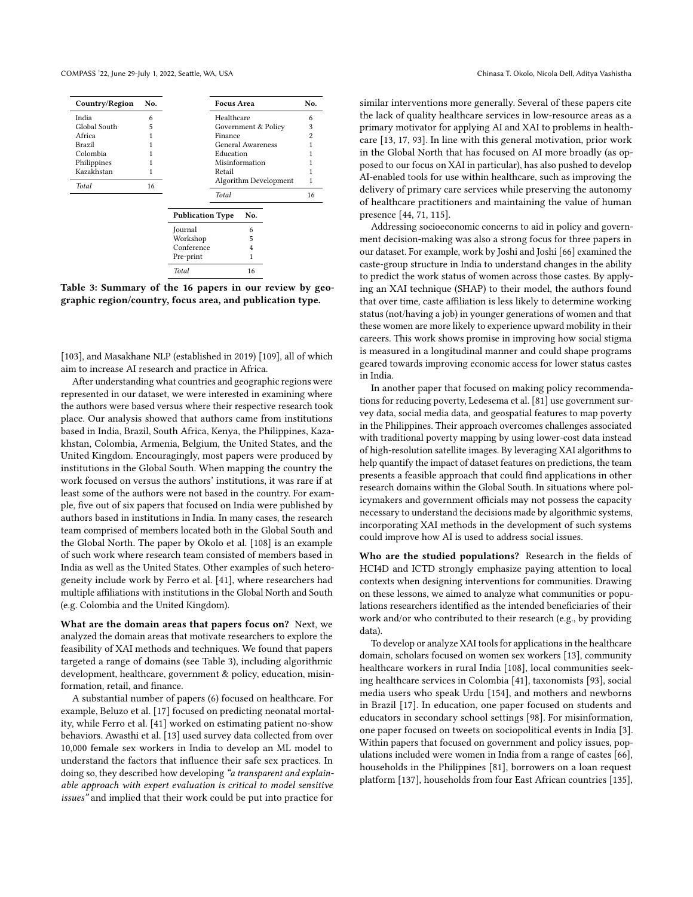| Country/Region | No. |
|---|---|
| India | 6 |
| Global South | 5 |
| Africa | 1 |
| Brazil | 1 |
| Colombia | 1 |
| Philippines | 1 |
| Kazakhstan | 1 |
| *Total* | 16 |

| Focus Area | No. |
|---|---|
| Healthcare | 6 |
| Government & Policy | 3 |
| Finance | 2 |
| General Awareness | 1 |
| Education | 1 |
| Misinformation | 1 |
| Retail | 1 |
| Algorithm Development | 1 |
| *Total* | 16 |

| Publication Type | No. |
|---|---|
| Journal | 6 |
| Workshop | 5 |
| Conference | 4 |
| Pre-print | 1 |
| *Total* | 16 |

**Table 3: Summary of the 16 papers in our review by geographic region/country, focus area, and publication type.**

[103], and Masakhane NLP (established in 2019) [109], all of which aim to increase AI research and practice in Africa.

After understanding what countries and geographic regions were represented in our dataset, we were interested in examining where the authors were based versus where their respective research took place. Our analysis showed that authors came from institutions based in India, Brazil, South Africa, Kenya, the Philippines, Kazakhstan, Colombia, Armenia, Belgium, the United States, and the United Kingdom. Encouragingly, most papers were produced by institutions in the Global South. When mapping the country the work focused on versus the authors' institutions, it was rare if at least some of the authors were not based in the country. For example, five out of six papers that focused on India were published by authors based in institutions in India. In many cases, the research team comprised of members located both in the Global South and the Global North. The paper by Okolo et al. [108] is an example of such work where research team consisted of members based in India as well as the United States. Other examples of such heterogeneity include work by Ferro et al. [41], where researchers had multiple affiliations with institutions in the Global North and South (e.g. Colombia and the United Kingdom).

**What are the domain areas that papers focus on?** Next, we analyzed the domain areas that motivate researchers to explore the feasibility of XAI methods and techniques. We found that papers targeted a range of domains (see Table 3), including algorithmic development, healthcare, government & policy, education, misinformation, retail, and finance.

A substantial number of papers (6) focused on healthcare. For example, Beluzo et al. [17] focused on predicting neonatal mortality, while Ferro et al. [41] worked on estimating patient no-show behaviors. Awasthi et al. [13] used survey data collected from over 10,000 female sex workers in India to develop an ML model to understand the factors that influence their safe sex practices. In doing so, they described how developing *"a transparent and explainable approach with expert evaluation is critical to model sensitive issues"* and implied that their work could be put into practice for similar interventions more generally. Several of these papers cite the lack of quality healthcare services in low-resource areas as a primary motivator for applying AI and XAI to problems in healthcare [13, 17, 93]. In line with this general motivation, prior work in the Global North that has focused on AI more broadly (as opposed to our focus on XAI in particular), has also pushed to develop AI-enabled tools for use within healthcare, such as improving the delivery of primary care services while preserving the autonomy of healthcare practitioners and maintaining the value of human presence [44, 71, 115].

Addressing socioeconomic concerns to aid in policy and government decision-making was also a strong focus for three papers in our dataset. For example, work by Joshi and Joshi [66] examined the caste-group structure in India to understand changes in the ability to predict the work status of women across those castes. By applying an XAI technique (SHAP) to their model, the authors found that over time, caste affiliation is less likely to determine working status (not/having a job) in younger generations of women and that these women are more likely to experience upward mobility in their careers. This work shows promise in improving how social stigma is measured in a longitudinal manner and could shape programs geared towards improving economic access for lower status castes in India.

In another paper that focused on making policy recommendations for reducing poverty, Ledesema et al. [81] use government survey data, social media data, and geospatial features to map poverty in the Philippines. Their approach overcomes challenges associated with traditional poverty mapping by using lower-cost data instead of high-resolution satellite images. By leveraging XAI algorithms to help quantify the impact of dataset features on predictions, the team presents a feasible approach that could find applications in other research domains within the Global South. In situations where policymakers and government officials may not possess the capacity necessary to understand the decisions made by algorithmic systems, incorporating XAI methods in the development of such systems could improve how AI is used to address social issues.

**Who are the studied populations?** Research in the fields of HCI4D and ICTD strongly emphasize paying attention to local contexts when designing interventions for communities. Drawing on these lessons, we aimed to analyze what communities or populations researchers identified as the intended beneficiaries of their work and/or who contributed to their research (e.g., by providing data).

To develop or analyze XAI tools for applications in the healthcare domain, scholars focused on women sex workers [13], community healthcare workers in rural India [108], local communities seeking healthcare services in Colombia [41], taxonomists [93], social media users who speak Urdu [154], and mothers and newborns in Brazil [17]. In education, one paper focused on students and educators in secondary school settings [98]. For misinformation, one paper focused on tweets on sociopolitical events in India [3]. Within papers that focused on government and policy issues, populations included were women in India from a range of castes [66], households in the Philippines [81], borrowers on a loan request platform [137], households from four East African countries [135],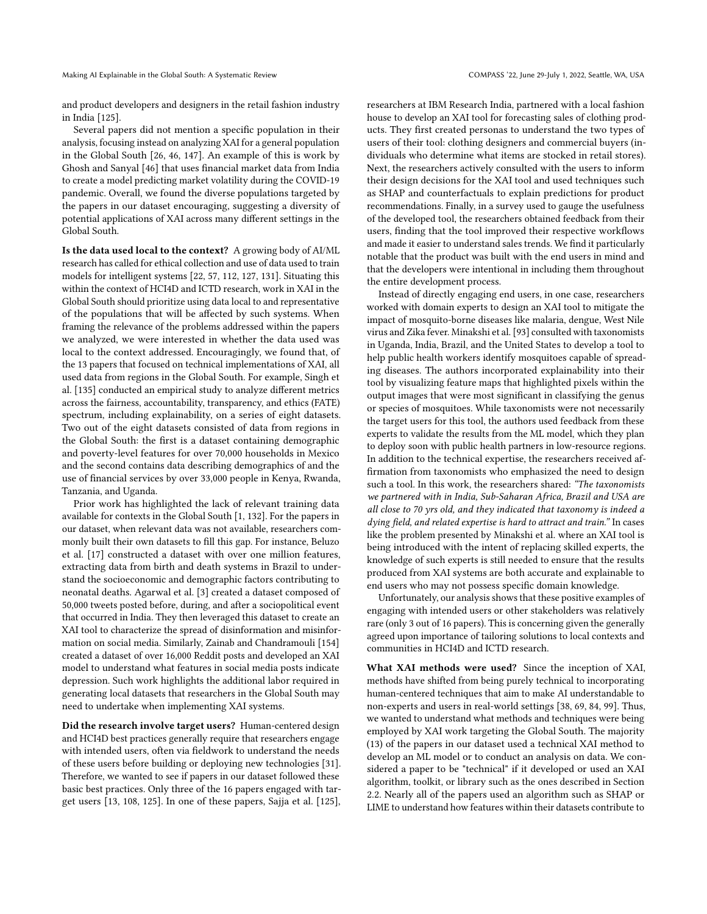and product developers and designers in the retail fashion industry in India [125].

Several papers did not mention a specific population in their analysis, focusing instead on analyzing XAI for a general population in the Global South [26, 46, 147]. An example of this is work by Ghosh and Sanyal [46] that uses financial market data from India to create a model predicting market volatility during the COVID-19 pandemic. Overall, we found the diverse populations targeted by the papers in our dataset encouraging, suggesting a diversity of potential applications of XAI across many different settings in the Global South.

**Is the data used local to the context?** A growing body of AI/ML research has called for ethical collection and use of data used to train models for intelligent systems [22, 57, 112, 127, 131]. Situating this within the context of HCI4D and ICTD research, work in XAI in the Global South should prioritize using data local to and representative of the populations that will be affected by such systems. When framing the relevance of the problems addressed within the papers we analyzed, we were interested in whether the data used was local to the context addressed. Encouragingly, we found that, of the 13 papers that focused on technical implementations of XAI, all used data from regions in the Global South. For example, Singh et al. [135] conducted an empirical study to analyze different metrics across the fairness, accountability, transparency, and ethics (FATE) spectrum, including explainability, on a series of eight datasets. Two out of the eight datasets consisted of data from regions in the Global South: the first is a dataset containing demographic and poverty-level features for over 70,000 households in Mexico and the second contains data describing demographics of and the use of financial services by over 33,000 people in Kenya, Rwanda, Tanzania, and Uganda.

Prior work has highlighted the lack of relevant training data available for contexts in the Global South [1, 132]. For the papers in our dataset, when relevant data was not available, researchers commonly built their own datasets to fill this gap. For instance, Beluzo et al. [17] constructed a dataset with over one million features, extracting data from birth and death systems in Brazil to understand the socioeconomic and demographic factors contributing to neonatal deaths. Agarwal et al. [3] created a dataset composed of 50,000 tweets posted before, during, and after a sociopolitical event that occurred in India. They then leveraged this dataset to create an XAI tool to characterize the spread of disinformation and misinformation on social media. Similarly, Zainab and Chandramouli [154] created a dataset of over 16,000 Reddit posts and developed an XAI model to understand what features in social media posts indicate depression. Such work highlights the additional labor required in generating local datasets that researchers in the Global South may need to undertake when implementing XAI systems.

**Did the research involve target users?** Human-centered design and HCI4D best practices generally require that researchers engage with intended users, often via fieldwork to understand the needs of these users before building or deploying new technologies [31]. Therefore, we wanted to see if papers in our dataset followed these basic best practices. Only three of the 16 papers engaged with target users [13, 108, 125]. In one of these papers, Sajja et al. [125], researchers at IBM Research India, partnered with a local fashion house to develop an XAI tool for forecasting sales of clothing products. They first created personas to understand the two types of users of their tool: clothing designers and commercial buyers (individuals who determine what items are stocked in retail stores). Next, the researchers actively consulted with the users to inform their design decisions for the XAI tool and used techniques such as SHAP and counterfactuals to explain predictions for product recommendations. Finally, in a survey used to gauge the usefulness of the developed tool, the researchers obtained feedback from their users, finding that the tool improved their respective workflows and made it easier to understand sales trends. We find it particularly notable that the product was built with the end users in mind and that the developers were intentional in including them throughout the entire development process.

Instead of directly engaging end users, in one case, researchers worked with domain experts to design an XAI tool to mitigate the impact of mosquito-borne diseases like malaria, dengue, West Nile virus and Zika fever. Minakshi et al. [93] consulted with taxonomists in Uganda, India, Brazil, and the United States to develop a tool to help public health workers identify mosquitoes capable of spreading diseases. The authors incorporated explainability into their tool by visualizing feature maps that highlighted pixels within the output images that were most significant in classifying the genus or species of mosquitoes. While taxonomists were not necessarily the target users for this tool, the authors used feedback from these experts to validate the results from the ML model, which they plan to deploy soon with public health partners in low-resource regions. In addition to the technical expertise, the researchers received affirmation from taxonomists who emphasized the need to design such a tool. In this work, the researchers shared: *"The taxonomists we partnered with in India, Sub-Saharan Africa, Brazil and USA are all close to 70 yrs old, and they indicated that taxonomy is indeed a dying field, and related expertise is hard to attract and train."* In cases like the problem presented by Minakshi et al. where an XAI tool is being introduced with the intent of replacing skilled experts, the knowledge of such experts is still needed to ensure that the results produced from XAI systems are both accurate and explainable to end users who may not possess specific domain knowledge.

Unfortunately, our analysis shows that these positive examples of engaging with intended users or other stakeholders was relatively rare (only 3 out of 16 papers). This is concerning given the generally agreed upon importance of tailoring solutions to local contexts and communities in HCI4D and ICTD research.

**What XAI methods were used?** Since the inception of XAI, methods have shifted from being purely technical to incorporating human-centered techniques that aim to make AI understandable to non-experts and users in real-world settings [38, 69, 84, 99]. Thus, we wanted to understand what methods and techniques were being employed by XAI work targeting the Global South. The majority (13) of the papers in our dataset used a technical XAI method to develop an ML model or to conduct an analysis on data. We considered a paper to be "technical" if it developed or used an XAI algorithm, toolkit, or library such as the ones described in Section 2.2. Nearly all of the papers used an algorithm such as SHAP or LIME to understand how features within their datasets contribute to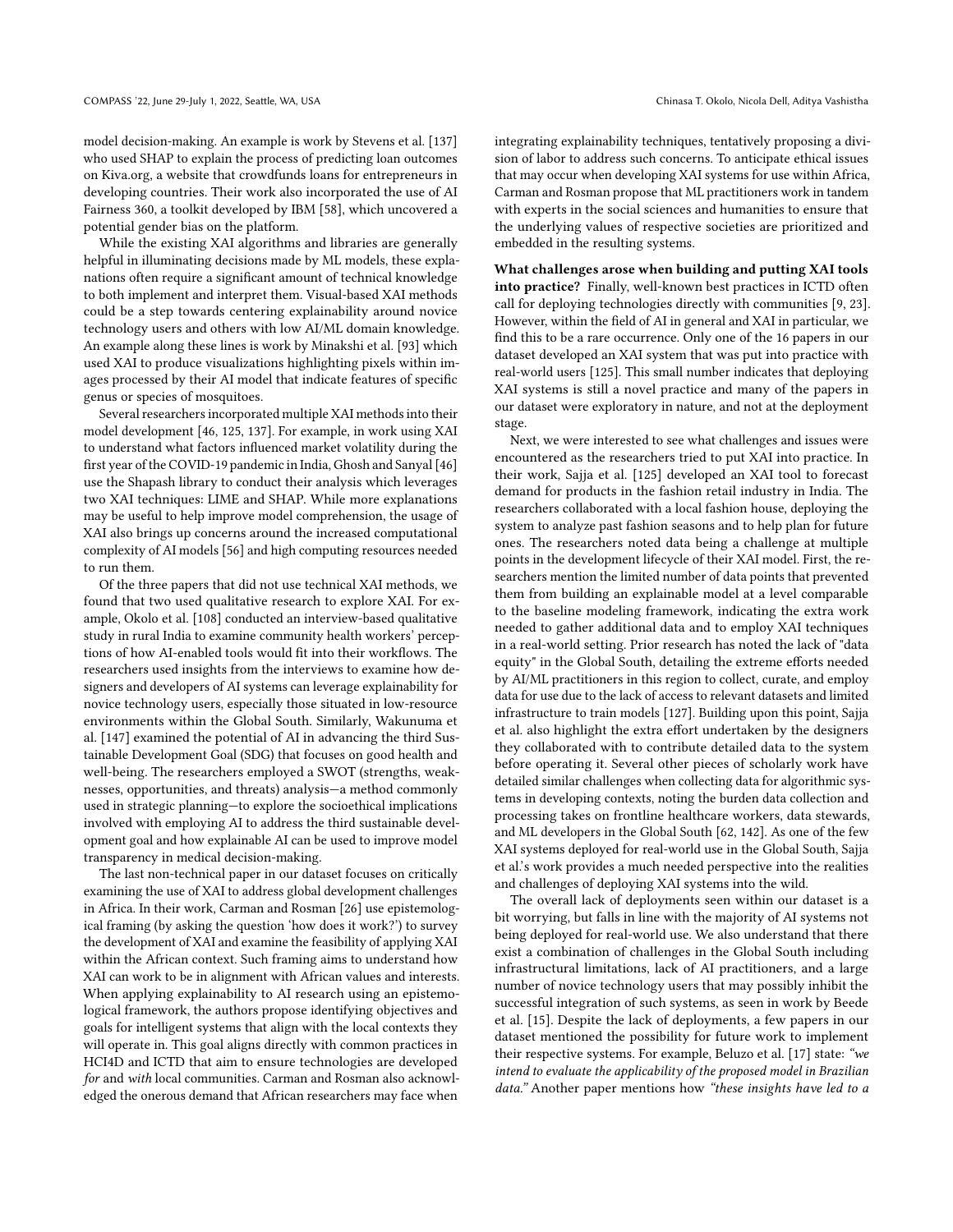model decision-making. An example is work by Stevens et al. [137] who used SHAP to explain the process of predicting loan outcomes on Kiva.org, a website that crowdfunds loans for entrepreneurs in developing countries. Their work also incorporated the use of AI Fairness 360, a toolkit developed by IBM [58], which uncovered a potential gender bias on the platform.

While the existing XAI algorithms and libraries are generally helpful in illuminating decisions made by ML models, these explanations often require a significant amount of technical knowledge to both implement and interpret them. Visual-based XAI methods could be a step towards centering explainability around novice technology users and others with low AI/ML domain knowledge. An example along these lines is work by Minakshi et al. [93] which used XAI to produce visualizations highlighting pixels within images processed by their AI model that indicate features of specific genus or species of mosquitoes.

Several researchers incorporated multiple XAI methods into their model development [46, 125, 137]. For example, in work using XAI to understand what factors influenced market volatility during the first year of the COVID-19 pandemic in India, Ghosh and Sanyal [46] use the Shapash library to conduct their analysis which leverages two XAI techniques: LIME and SHAP. While more explanations may be useful to help improve model comprehension, the usage of XAI also brings up concerns around the increased computational complexity of AI models [56] and high computing resources needed to run them.

Of the three papers that did not use technical XAI methods, we found that two used qualitative research to explore XAI. For example, Okolo et al. [108] conducted an interview-based qualitative study in rural India to examine community health workers' perceptions of how AI-enabled tools would fit into their workflows. The researchers used insights from the interviews to examine how designers and developers of AI systems can leverage explainability for novice technology users, especially those situated in low-resource environments within the Global South. Similarly, Wakunuma et al. [147] examined the potential of AI in advancing the third Sustainable Development Goal (SDG) that focuses on good health and well-being. The researchers employed a SWOT (strengths, weaknesses, opportunities, and threats) analysis—a method commonly used in strategic planning—to explore the socioethical implications involved with employing AI to address the third sustainable development goal and how explainable AI can be used to improve model transparency in medical decision-making.

The last non-technical paper in our dataset focuses on critically examining the use of XAI to address global development challenges in Africa. In their work, Carman and Rosman [26] use epistemological framing (by asking the question 'how does it work?') to survey the development of XAI and examine the feasibility of applying XAI within the African context. Such framing aims to understand how XAI can work to be in alignment with African values and interests. When applying explainability to AI research using an epistemological framework, the authors propose identifying objectives and goals for intelligent systems that align with the local contexts they will operate in. This goal aligns directly with common practices in HCI4D and ICTD that aim to ensure technologies are developed *for* and *with* local communities. Carman and Rosman also acknowledged the onerous demand that African researchers may face when integrating explainability techniques, tentatively proposing a division of labor to address such concerns. To anticipate ethical issues that may occur when developing XAI systems for use within Africa, Carman and Rosman propose that ML practitioners work in tandem with experts in the social sciences and humanities to ensure that the underlying values of respective societies are prioritized and embedded in the resulting systems.

**What challenges arose when building and putting XAI tools into practice?** Finally, well-known best practices in ICTD often call for deploying technologies directly with communities [9, 23]. However, within the field of AI in general and XAI in particular, we find this to be a rare occurrence. Only one of the 16 papers in our dataset developed an XAI system that was put into practice with real-world users [125]. This small number indicates that deploying XAI systems is still a novel practice and many of the papers in our dataset were exploratory in nature, and not at the deployment stage.

Next, we were interested to see what challenges and issues were encountered as the researchers tried to put XAI into practice. In their work, Sajja et al. [125] developed an XAI tool to forecast demand for products in the fashion retail industry in India. The researchers collaborated with a local fashion house, deploying the system to analyze past fashion seasons and to help plan for future ones. The researchers noted data being a challenge at multiple points in the development lifecycle of their XAI model. First, the researchers mention the limited number of data points that prevented them from building an explainable model at a level comparable to the baseline modeling framework, indicating the extra work needed to gather additional data and to employ XAI techniques in a real-world setting. Prior research has noted the lack of "data equity" in the Global South, detailing the extreme efforts needed by AI/ML practitioners in this region to collect, curate, and employ data for use due to the lack of access to relevant datasets and limited infrastructure to train models [127]. Building upon this point, Sajja et al. also highlight the extra effort undertaken by the designers they collaborated with to contribute detailed data to the system before operating it. Several other pieces of scholarly work have detailed similar challenges when collecting data for algorithmic systems in developing contexts, noting the burden data collection and processing takes on frontline healthcare workers, data stewards, and ML developers in the Global South [62, 142]. As one of the few XAI systems deployed for real-world use in the Global South, Sajja et al.'s work provides a much needed perspective into the realities and challenges of deploying XAI systems into the wild.

The overall lack of deployments seen within our dataset is a bit worrying, but falls in line with the majority of AI systems not being deployed for real-world use. We also understand that there exist a combination of challenges in the Global South including infrastructural limitations, lack of AI practitioners, and a large number of novice technology users that may possibly inhibit the successful integration of such systems, as seen in work by Beede et al. [15]. Despite the lack of deployments, a few papers in our dataset mentioned the possibility for future work to implement their respective systems. For example, Beluzo et al. [17] state: *"we intend to evaluate the applicability of the proposed model in Brazilian data."* Another paper mentions how *"these insights have led to a*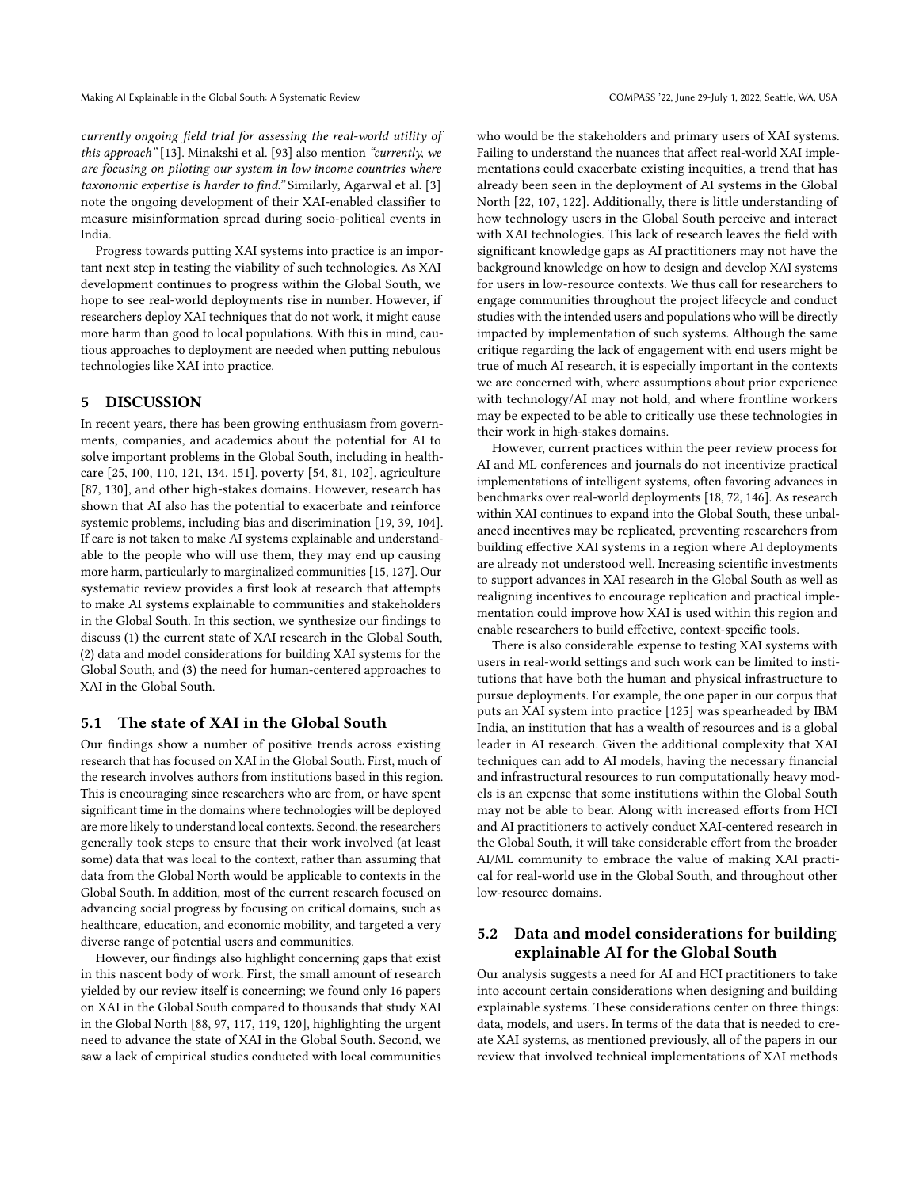*currently ongoing field trial for assessing the real-world utility of this approach"* [13]. Minakshi et al. [93] also mention *"currently, we are focusing on piloting our system in low income countries where taxonomic expertise is harder to find."* Similarly, Agarwal et al. [3] note the ongoing development of their XAI-enabled classifier to measure misinformation spread during socio-political events in India.

Progress towards putting XAI systems into practice is an important next step in testing the viability of such technologies. As XAI development continues to progress within the Global South, we hope to see real-world deployments rise in number. However, if researchers deploy XAI techniques that do not work, it might cause more harm than good to local populations. With this in mind, cautious approaches to deployment are needed when putting nebulous technologies like XAI into practice.

## 5 DISCUSSION

In recent years, there has been growing enthusiasm from governments, companies, and academics about the potential for AI to solve important problems in the Global South, including in healthcare [25, 100, 110, 121, 134, 151], poverty [54, 81, 102], agriculture [87, 130], and other high-stakes domains. However, research has shown that AI also has the potential to exacerbate and reinforce systemic problems, including bias and discrimination [19, 39, 104]. If care is not taken to make AI systems explainable and understandable to the people who will use them, they may end up causing more harm, particularly to marginalized communities [15, 127]. Our systematic review provides a first look at research that attempts to make AI systems explainable to communities and stakeholders in the Global South. In this section, we synthesize our findings to discuss (1) the current state of XAI research in the Global South, (2) data and model considerations for building XAI systems for the Global South, and (3) the need for human-centered approaches to XAI in the Global South.

### 5.1 The state of XAI in the Global South

Our findings show a number of positive trends across existing research that has focused on XAI in the Global South. First, much of the research involves authors from institutions based in this region. This is encouraging since researchers who are from, or have spent significant time in the domains where technologies will be deployed are more likely to understand local contexts. Second, the researchers generally took steps to ensure that their work involved (at least some) data that was local to the context, rather than assuming that data from the Global North would be applicable to contexts in the Global South. In addition, most of the current research focused on advancing social progress by focusing on critical domains, such as healthcare, education, and economic mobility, and targeted a very diverse range of potential users and communities.

However, our findings also highlight concerning gaps that exist in this nascent body of work. First, the small amount of research yielded by our review itself is concerning; we found only 16 papers on XAI in the Global South compared to thousands that study XAI in the Global North [88, 97, 117, 119, 120], highlighting the urgent need to advance the state of XAI in the Global South. Second, we saw a lack of empirical studies conducted with local communities who would be the stakeholders and primary users of XAI systems. Failing to understand the nuances that affect real-world XAI implementations could exacerbate existing inequities, a trend that has already been seen in the deployment of AI systems in the Global North [22, 107, 122]. Additionally, there is little understanding of how technology users in the Global South perceive and interact with XAI technologies. This lack of research leaves the field with significant knowledge gaps as AI practitioners may not have the background knowledge on how to design and develop XAI systems for users in low-resource contexts. We thus call for researchers to engage communities throughout the project lifecycle and conduct studies with the intended users and populations who will be directly impacted by implementation of such systems. Although the same critique regarding the lack of engagement with end users might be true of much AI research, it is especially important in the contexts we are concerned with, where assumptions about prior experience with technology/AI may not hold, and where frontline workers may be expected to be able to critically use these technologies in their work in high-stakes domains.

However, current practices within the peer review process for AI and ML conferences and journals do not incentivize practical implementations of intelligent systems, often favoring advances in benchmarks over real-world deployments [18, 72, 146]. As research within XAI continues to expand into the Global South, these unbalanced incentives may be replicated, preventing researchers from building effective XAI systems in a region where AI deployments are already not understood well. Increasing scientific investments to support advances in XAI research in the Global South as well as realigning incentives to encourage replication and practical implementation could improve how XAI is used within this region and enable researchers to build effective, context-specific tools.

There is also considerable expense to testing XAI systems with users in real-world settings and such work can be limited to institutions that have both the human and physical infrastructure to pursue deployments. For example, the one paper in our corpus that puts an XAI system into practice [125] was spearheaded by IBM India, an institution that has a wealth of resources and is a global leader in AI research. Given the additional complexity that XAI techniques can add to AI models, having the necessary financial and infrastructural resources to run computationally heavy models is an expense that some institutions within the Global South may not be able to bear. Along with increased efforts from HCI and AI practitioners to actively conduct XAI-centered research in the Global South, it will take considerable effort from the broader AI/ML community to embrace the value of making XAI practical for real-world use in the Global South, and throughout other low-resource domains.

### 5.2 Data and model considerations for building explainable AI for the Global South

Our analysis suggests a need for AI and HCI practitioners to take into account certain considerations when designing and building explainable systems. These considerations center on three things: data, models, and users. In terms of the data that is needed to create XAI systems, as mentioned previously, all of the papers in our review that involved technical implementations of XAI methods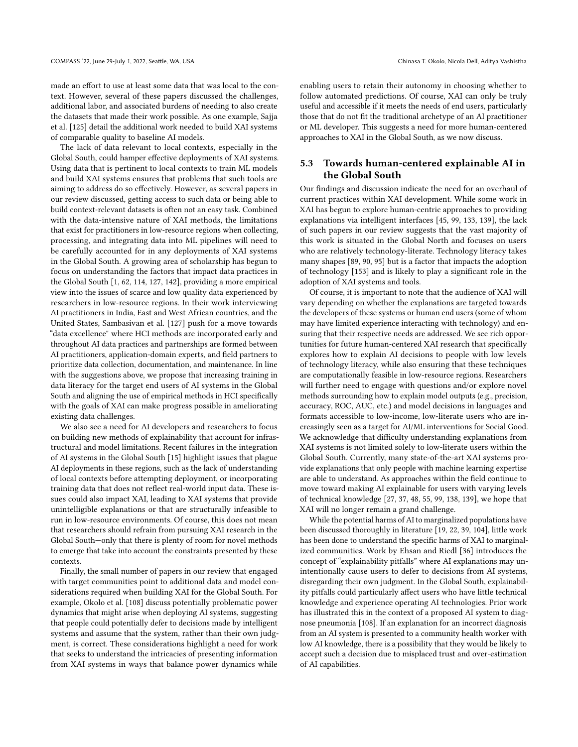made an effort to use at least some data that was local to the context. However, several of these papers discussed the challenges, additional labor, and associated burdens of needing to also create the datasets that made their work possible. As one example, Sajja et al. [125] detail the additional work needed to build XAI systems of comparable quality to baseline AI models.

The lack of data relevant to local contexts, especially in the Global South, could hamper effective deployments of XAI systems. Using data that is pertinent to local contexts to train ML models and build XAI systems ensures that problems that such tools are aiming to address do so effectively. However, as several papers in our review discussed, getting access to such data or being able to build context-relevant datasets is often not an easy task. Combined with the data-intensive nature of XAI methods, the limitations that exist for practitioners in low-resource regions when collecting, processing, and integrating data into ML pipelines will need to be carefully accounted for in any deployments of XAI systems in the Global South. A growing area of scholarship has begun to focus on understanding the factors that impact data practices in the Global South [1, 62, 114, 127, 142], providing a more empirical view into the issues of scarce and low quality data experienced by researchers in low-resource regions. In their work interviewing AI practitioners in India, East and West African countries, and the United States, Sambasivan et al. [127] push for a move towards "data excellence" where HCI methods are incorporated early and throughout AI data practices and partnerships are formed between AI practitioners, application-domain experts, and field partners to prioritize data collection, documentation, and maintenance. In line with the suggestions above, we propose that increasing training in data literacy for the target end users of AI systems in the Global South and aligning the use of empirical methods in HCI specifically with the goals of XAI can make progress possible in ameliorating existing data challenges.

We also see a need for AI developers and researchers to focus on building new methods of explainability that account for infrastructural and model limitations. Recent failures in the integration of AI systems in the Global South [15] highlight issues that plague AI deployments in these regions, such as the lack of understanding of local contexts before attempting deployment, or incorporating training data that does not reflect real-world input data. These issues could also impact XAI, leading to XAI systems that provide unintelligible explanations or that are structurally infeasible to run in low-resource environments. Of course, this does not mean that researchers should refrain from pursuing XAI research in the Global South—only that there is plenty of room for novel methods to emerge that take into account the constraints presented by these contexts.

Finally, the small number of papers in our review that engaged with target communities point to additional data and model considerations required when building XAI for the Global South. For example, Okolo et al. [108] discuss potentially problematic power dynamics that might arise when deploying AI systems, suggesting that people could potentially defer to decisions made by intelligent systems and assume that the system, rather than their own judgment, is correct. These considerations highlight a need for work that seeks to understand the intricacies of presenting information from XAI systems in ways that balance power dynamics while enabling users to retain their autonomy in choosing whether to follow automated predictions. Of course, XAI can only be truly useful and accessible if it meets the needs of end users, particularly those that do not fit the traditional archetype of an AI practitioner or ML developer. This suggests a need for more human-centered approaches to XAI in the Global South, as we now discuss.

## 5.3 Towards human-centered explainable AI in the Global South

Our findings and discussion indicate the need for an overhaul of current practices within XAI development. While some work in XAI has begun to explore human-centric approaches to providing explanations via intelligent interfaces [45, 99, 133, 139], the lack of such papers in our review suggests that the vast majority of this work is situated in the Global North and focuses on users who are relatively technology-literate. Technology literacy takes many shapes [89, 90, 95] but is a factor that impacts the adoption of technology [153] and is likely to play a significant role in the adoption of XAI systems and tools.

Of course, it is important to note that the audience of XAI will vary depending on whether the explanations are targeted towards the developers of these systems or human end users (some of whom may have limited experience interacting with technology) and ensuring that their respective needs are addressed. We see rich opportunities for future human-centered XAI research that specifically explores how to explain AI decisions to people with low levels of technology literacy, while also ensuring that these techniques are computationally feasible in low-resource regions. Researchers will further need to engage with questions and/or explore novel methods surrounding how to explain model outputs (e.g., precision, accuracy, ROC, AUC, etc.) and model decisions in languages and formats accessible to low-income, low-literate users who are increasingly seen as a target for AI/ML interventions for Social Good. We acknowledge that difficulty understanding explanations from XAI systems is not limited solely to low-literate users within the Global South. Currently, many state-of-the-art XAI systems provide explanations that only people with machine learning expertise are able to understand. As approaches within the field continue to move toward making AI explainable for users with varying levels of technical knowledge [27, 37, 48, 55, 99, 138, 139], we hope that XAI will no longer remain a grand challenge.

While the potential harms of AI to marginalized populations have been discussed thoroughly in literature [19, 22, 39, 104], little work has been done to understand the specific harms of XAI to marginalized communities. Work by Ehsan and Riedl [36] introduces the concept of "explainability pitfalls" where AI explanations may unintentionally cause users to defer to decisions from AI systems, disregarding their own judgment. In the Global South, explainability pitfalls could particularly affect users who have little technical knowledge and experience operating AI technologies. Prior work has illustrated this in the context of a proposed AI system to diagnose pneumonia [108]. If an explanation for an incorrect diagnosis from an AI system is presented to a community health worker with low AI knowledge, there is a possibility that they would be likely to accept such a decision due to misplaced trust and over-estimation of AI capabilities.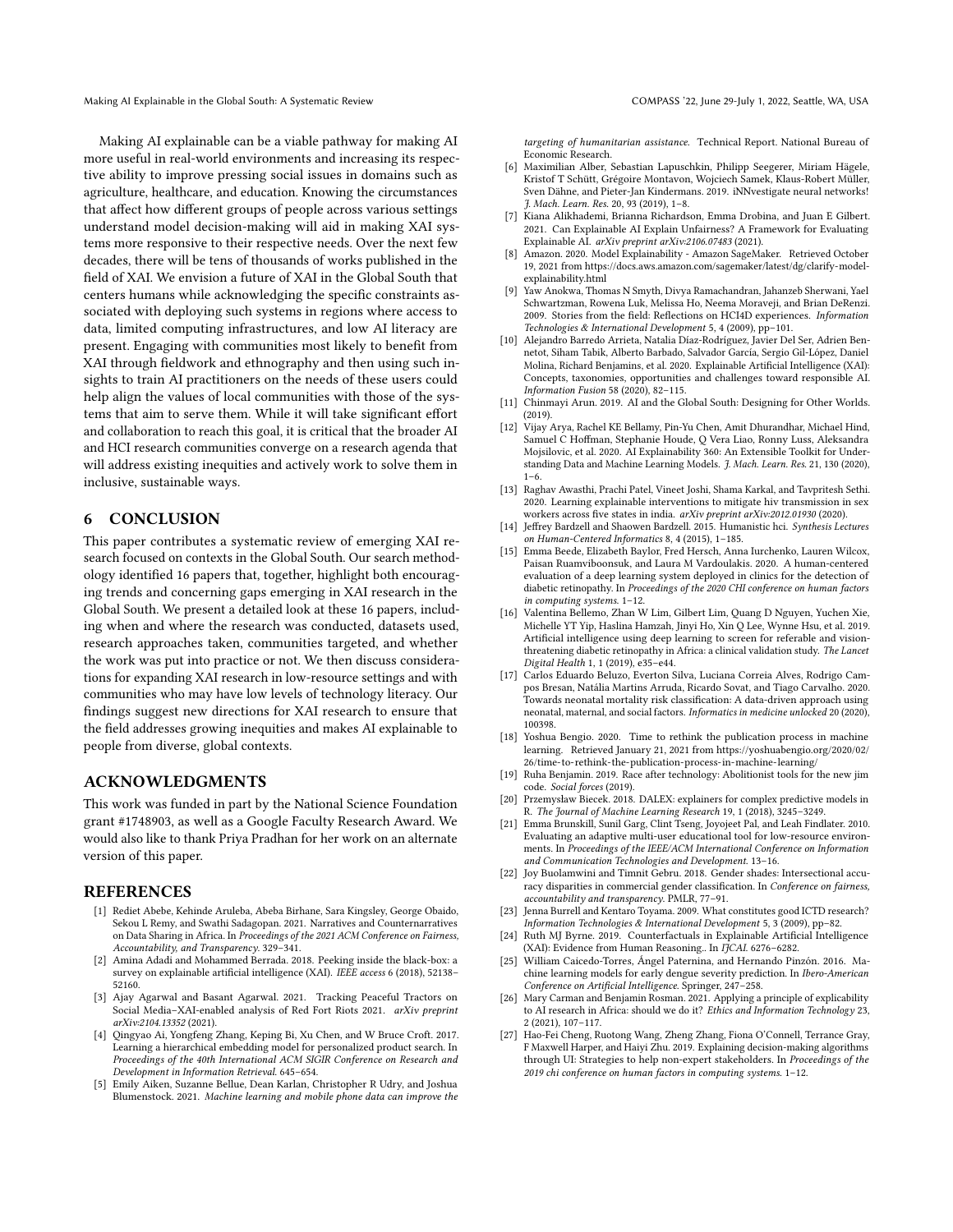Making AI explainable can be a viable pathway for making AI more useful in real-world environments and increasing its respective ability to improve pressing social issues in domains such as agriculture, healthcare, and education. Knowing the circumstances that affect how different groups of people across various settings understand model decision-making will aid in making XAI systems more responsive to their respective needs. Over the next few decades, there will be tens of thousands of works published in the field of XAI. We envision a future of XAI in the Global South that centers humans while acknowledging the specific constraints associated with deploying such systems in regions where access to data, limited computing infrastructures, and low AI literacy are present. Engaging with communities most likely to benefit from XAI through fieldwork and ethnography and then using such insights to train AI practitioners on the needs of these users could help align the values of local communities with those of the systems that aim to serve them. While it will take significant effort and collaboration to reach this goal, it is critical that the broader AI and HCI research communities converge on a research agenda that will address existing inequities and actively work to solve them in inclusive, sustainable ways.

## 6 CONCLUSION

This paper contributes a systematic review of emerging XAI research focused on contexts in the Global South. Our search methodology identified 16 papers that, together, highlight both encouraging trends and concerning gaps emerging in XAI research in the Global South. We present a detailed look at these 16 papers, including when and where the research was conducted, datasets used, research approaches taken, communities targeted, and whether the work was put into practice or not. We then discuss considerations for expanding XAI research in low-resource settings and with communities who may have low levels of technology literacy. Our findings suggest new directions for XAI research to ensure that the field addresses growing inequities and makes AI explainable to people from diverse, global contexts.

## ACKNOWLEDGMENTS

This work was funded in part by the National Science Foundation grant #1748903, as well as a Google Faculty Research Award. We would also like to thank Priya Pradhan for her work on an alternate version of this paper.

## REFERENCES

[1] Rediet Abebe, Kehinde Aruleba, Abeba Birhane, Sara Kingsley, George Obaido, Sekou L Remy, and Swathi Sadagopan. 2021. Narratives and Counternarratives on Data Sharing in Africa. In *Proceedings of the 2021 ACM Conference on Fairness, Accountability, and Transparency*. 329–341.

[2] Amina Adadi and Mohammed Berrada. 2018. Peeking inside the black-box: a survey on explainable artificial intelligence (XAI). *IEEE access* 6 (2018), 52138–52160.

[3] Ajay Agarwal and Basant Agarwal. 2021. Tracking Peaceful Tractors on Social Media–XAI-enabled analysis of Red Fort Riots 2021. *arXiv preprint arXiv:2104.13352* (2021).

[4] Qingyao Ai, Yongfeng Zhang, Keping Bi, Xu Chen, and W Bruce Croft. 2017. Learning a hierarchical embedding model for personalized product search. In *Proceedings of the 40th International ACM SIGIR Conference on Research and Development in Information Retrieval*. 645–654.

[5] Emily Aiken, Suzanne Bellue, Dean Karlan, Christopher R Udry, and Joshua Blumenstock. 2021. *Machine learning and mobile phone data can improve the targeting of humanitarian assistance*. Technical Report. National Bureau of Economic Research.

[6] Maximilian Alber, Sebastian Lapuschkin, Philipp Seegerer, Miriam Hägele, Kristof T Schütt, Grégoire Montavon, Wojciech Samek, Klaus-Robert Müller, Sven Dähne, and Pieter-Jan Kindermans. 2019. iNNvestigate neural networks! *J. Mach. Learn. Res.* 20, 93 (2019), 1–8.

[7] Kiana Alikhademi, Brianna Richardson, Emma Drobina, and Juan E Gilbert. 2021. Can Explainable AI Explain Unfairness? A Framework for Evaluating Explainable AI. *arXiv preprint arXiv:2106.07483* (2021).

[8] Amazon. 2020. Model Explainability - Amazon SageMaker. Retrieved October 19, 2021 from https://docs.aws.amazon.com/sagemaker/latest/dg/clarify-model-explainability.html

[9] Yaw Anokwa, Thomas N Smyth, Divya Ramachandran, Jahanzeb Sherwani, Yael Schwartzman, Rowena Luk, Melissa Ho, Neema Moraveji, and Brian DeRenzi. 2009. Stories from the field: Reflections on HCI4D experiences. *Information Technologies & International Development* 5, 4 (2009), pp–101.

[10] Alejandro Barredo Arrieta, Natalia Díaz-Rodríguez, Javier Del Ser, Adrien Bennetot, Siham Tabik, Alberto Barbado, Salvador García, Sergio Gil-López, Daniel Molina, Richard Benjamins, et al. 2020. Explainable Artificial Intelligence (XAI): Concepts, taxonomies, opportunities and challenges toward responsible AI. *Information Fusion* 58 (2020), 82–115.

[11] Chinmayi Arun. 2019. AI and the Global South: Designing for Other Worlds. (2019).

[12] Vijay Arya, Rachel KE Bellamy, Pin-Yu Chen, Amit Dhurandhar, Michael Hind, Samuel C Hoffman, Stephanie Houde, Q Vera Liao, Ronny Luss, Aleksandra Mojsilovic, et al. 2020. AI Explainability 360: An Extensible Toolkit for Understanding Data and Machine Learning Models. *J. Mach. Learn. Res.* 21, 130 (2020), 1–6.

[13] Raghav Awasthi, Prachi Patel, Vineet Joshi, Shama Karkal, and Tavpritesh Sethi. 2020. Learning explainable interventions to mitigate hiv transmission in sex workers across five states in india. *arXiv preprint arXiv:2012.01930* (2020).

[14] Jeffrey Bardzell and Shaowen Bardzell. 2015. Humanistic hci. *Synthesis Lectures on Human-Centered Informatics* 8, 4 (2015), 1–185.

[15] Emma Beede, Elizabeth Baylor, Fred Hersch, Anna Iurchenko, Lauren Wilcox, Paisan Ruamviboonsuk, and Laura M Vardoulakis. 2020. A human-centered evaluation of a deep learning system deployed in clinics for the detection of diabetic retinopathy. In *Proceedings of the 2020 CHI conference on human factors in computing systems*. 1–12.

[16] Valentina Bellemo, Zhan W Lim, Gilbert Lim, Quang D Nguyen, Yuchen Xie, Michelle YT Yip, Haslina Hamzah, Jinyi Ho, Xin Q Lee, Wynne Hsu, et al. 2019. Artificial intelligence using deep learning to screen for referable and vision-threatening diabetic retinopathy in Africa: a clinical validation study. *The Lancet Digital Health* 1, 1 (2019), e35–e44.

[17] Carlos Eduardo Beluzo, Everton Silva, Luciana Correia Alves, Rodrigo Campos Bresan, Natália Martins Arruda, Ricardo Sovat, and Tiago Carvalho. 2020. Towards neonatal mortality risk classification: A data-driven approach using neonatal, maternal, and social factors. *Informatics in medicine unlocked* 20 (2020), 100398.

[18] Yoshua Bengio. 2020. Time to rethink the publication process in machine learning. Retrieved January 21, 2021 from https://yoshuabengio.org/2020/02/26/time-to-rethink-the-publication-process-in-machine-learning/

[19] Ruha Benjamin. 2019. Race after technology: Abolitionist tools for the new jim code. *Social forces* (2019).

[20] Przemysław Biecek. 2018. DALEX: explainers for complex predictive models in R. *The Journal of Machine Learning Research* 19, 1 (2018), 3245–3249.

[21] Emma Brunskill, Sunil Garg, Clint Tseng, Joyojeet Pal, and Leah Findlater. 2010. Evaluating an adaptive multi-user educational tool for low-resource environments. In *Proceedings of the IEEE/ACM International Conference on Information and Communication Technologies and Development*. 13–16.

[22] Joy Buolamwini and Timnit Gebru. 2018. Gender shades: Intersectional accuracy disparities in commercial gender classification. In *Conference on fairness, accountability and transparency*. PMLR, 77–91.

[23] Jenna Burrell and Kentaro Toyama. 2009. What constitutes good ICTD research? *Information Technologies & International Development* 5, 3 (2009), pp–82.

[24] Ruth MJ Byrne. 2019. Counterfactuals in Explainable Artificial Intelligence (XAI): Evidence from Human Reasoning.. In *IJCAI*. 6276–6282.

[25] William Caicedo-Torres, Ángel Paternina, and Hernando Pinzón. 2016. Machine learning models for early dengue severity prediction. In *Ibero-American Conference on Artificial Intelligence*. Springer, 247–258.

[26] Mary Carman and Benjamin Rosman. 2021. Applying a principle of explicability to AI research in Africa: should we do it? *Ethics and Information Technology* 23, 2 (2021), 107–117.

[27] Hao-Fei Cheng, Ruotong Wang, Zheng Zhang, Fiona O'Connell, Terrance Gray, F Maxwell Harper, and Haiyi Zhu. 2019. Explaining decision-making algorithms through UI: Strategies to help non-expert stakeholders. In *Proceedings of the 2019 chi conference on human factors in computing systems*. 1–12.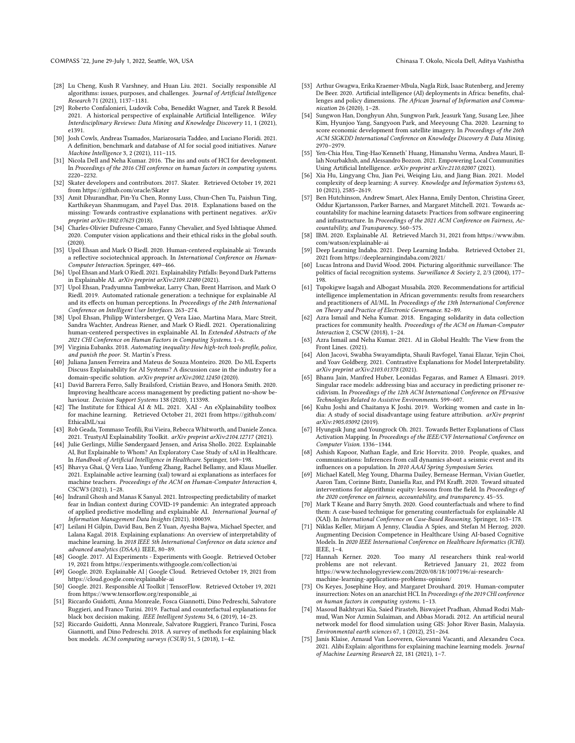- [28] Lu Cheng, Kush R Varshney, and Huan Liu. 2021. Socially responsible AI algorithms: issues, purposes, and challenges. *Journal of Artificial Intelligence Research* 71 (2021), 1137–1181.
- [29] Roberto Confalonieri, Ludovik Coba, Benedikt Wagner, and Tarek R Besold. 2021. A historical perspective of explainable Artificial Intelligence. *Wiley Interdisciplinary Reviews: Data Mining and Knowledge Discovery* 11, 1 (2021), e1391.
- [30] Josh Cowls, Andreas Tsamados, Mariarosaria Taddeo, and Luciano Floridi. 2021. A definition, benchmark and database of AI for social good initiatives. *Nature Machine Intelligence* 3, 2 (2021), 111–115.
- [31] Nicola Dell and Neha Kumar. 2016. The ins and outs of HCI for development. In *Proceedings of the 2016 CHI conference on human factors in computing systems*. 2220–2232.
- [32] Skater developers and contributors. 2017. Skater. Retrieved October 19, 2021 from https://github.com/oracle/Skater
- [33] Amit Dhurandhar, Pin-Yu Chen, Ronny Luss, Chun-Chen Tu, Paishun Ting, Karthikeyan Shanmugam, and Payel Das. 2018. Explanations based on the missing: Towards contrastive explanations with pertinent negatives. *arXiv preprint arXiv:1802.07623* (2018).
- [34] Charles-Olivier Dufresne-Camaro, Fanny Chevalier, and Syed Ishtiaque Ahmed. 2020. Computer vision applications and their ethical risks in the global south. (2020).
- [35] Upol Ehsan and Mark O Riedl. 2020. Human-centered explainable ai: Towards a reflective sociotechnical approach. In *International Conference on Human-Computer Interaction*. Springer, 449–466.
- [36] Upol Ehsan and Mark O Riedl. 2021. Explainability Pitfalls: Beyond Dark Patterns in Explainable AI. *arXiv preprint arXiv:2109.12480* (2021).
- [37] Upol Ehsan, Pradyumna Tambwekar, Larry Chan, Brent Harrison, and Mark O Riedl. 2019. Automated rationale generation: a technique for explainable AI and its effects on human perceptions. In *Proceedings of the 24th International Conference on Intelligent User Interfaces*. 263–274.
- [38] Upol Ehsan, Philipp Wintersberger, Q Vera Liao, Martina Mara, Marc Streit, Sandra Wachter, Andreas Riener, and Mark O Riedl. 2021. Operationalizing human-centered perspectives in explainable AI. In *Extended Abstracts of the 2021 CHI Conference on Human Factors in Computing Systems*. 1–6.
- [39] Virginia Eubanks. 2018. *Automating inequality: How high-tech tools profile, police, and punish the poor.* St. Martin's Press.
- [40] Juliana Jansen Ferreira and Mateus de Souza Monteiro. 2020. Do ML Experts Discuss Explainability for AI Systems? A discussion case in the industry for a domain-specific solution. *arXiv preprint arXiv:2002.12450* (2020).
- [41] David Barrera Ferro, Sally Brailsford, Cristián Bravo, and Honora Smith. 2020. Improving healthcare access management by predicting patient no-show behaviour. *Decision Support Systems* 138 (2020), 113398.
- [42] The Institute for Ethical AI & ML. 2021. XAI - An eXplainability toolbox for machine learning. Retrieved October 21, 2021 from https://github.com/EthicalML/xai
- [43] Rob Geada, Tommaso Teofili, Rui Vieira, Rebecca Whitworth, and Daniele Zonca. 2021. TrustyAI Explainability Toolkit. *arXiv preprint arXiv:2104.12717* (2021).
- [44] Julie Gerlings, Millie Søndergaard Jensen, and Arisa Shollo. 2022. Explainable AI, But Explainable to Whom? An Exploratory Case Study of xAI in Healthcare. In *Handbook of Artificial Intelligence in Healthcare*. Springer, 169–198.
- [45] Bhavya Ghai, Q Vera Liao, Yunfeng Zhang, Rachel Bellamy, and Klaus Mueller. 2021. Explainable active learning (xal) toward ai explanations as interfaces for machine teachers. *Proceedings of the ACM on Human-Computer Interaction* 4, CSCW3 (2021), 1–28.
- [46] Indranil Ghosh and Manas K Sanyal. 2021. Introspecting predictability of market fear in Indian context during COVID-19 pandemic: An integrated approach of applied predictive modelling and explainable AI. *International Journal of Information Management Data Insights* (2021), 100039.
- [47] Leilani H Gilpin, David Bau, Ben Z Yuan, Ayesha Bajwa, Michael Specter, and Lalana Kagal. 2018. Explaining explanations: An overview of interpretability of machine learning. In *2018 IEEE 5th International Conference on data science and advanced analytics (DSAA)*. IEEE, 80–89.
- [48] Google. 2017. AI Experiments - Experiments with Google. Retrieved October 19, 2021 from https://experiments.withgoogle.com/collection/ai
- [49] Google. 2020. Explainable AI | Google Cloud. Retrieved October 19, 2021 from https://cloud.google.com/explainable-ai
- [50] Google. 2021. Responsible AI Toolkit | TensorFlow. Retrieved October 19, 2021 from https://www.tensorflow.org/responsible_ai
- [51] Riccardo Guidotti, Anna Monreale, Fosca Giannotti, Dino Pedreschi, Salvatore Ruggieri, and Franco Turini. 2019. Factual and counterfactual explanations for black box decision making. *IEEE Intelligent Systems* 34, 6 (2019), 14–23.
- [52] Riccardo Guidotti, Anna Monreale, Salvatore Ruggieri, Franco Turini, Fosca Giannotti, and Dino Pedreschi. 2018. A survey of methods for explaining black box models. *ACM computing surveys (CSUR)* 51, 5 (2018), 1–42.
- [53] Arthur Gwagwa, Erika Kraemer-Mbula, Nagla Rizk, Isaac Rutenberg, and Jeremy De Beer. 2020. Artificial intelligence (AI) deployments in Africa: benefits, challenges and policy dimensions. *The African Journal of Information and Communication* 26 (2020), 1–28.
- [54] Sungwon Han, Donghyun Ahn, Sungwon Park, Jeasurk Yang, Susang Lee, Jihee Kim, Hyunjoo Yang, Sangyoon Park, and Meeyoung Cha. 2020. Learning to score economic development from satellite imagery. In *Proceedings of the 26th ACM SIGKDD International Conference on Knowledge Discovery & Data Mining*. 2970–2979.
- [55] Yen-Chia Hsu, Ting-Hao'Kenneth' Huang, Himanshu Verma, Andrea Mauri, Illah Nourbakhsh, and Alessandro Bozzon. 2021. Empowering Local Communities Using Artificial Intelligence. *arXiv preprint arXiv:2110.02007* (2021).
- [56] Xia Hu, Lingyang Chu, Jian Pei, Weiqing Liu, and Jiang Bian. 2021. Model complexity of deep learning: A survey. *Knowledge and Information Systems* 63, 10 (2021), 2585–2619.
- [57] Ben Hutchinson, Andrew Smart, Alex Hanna, Emily Denton, Christina Greer, Oddur Kjartansson, Parker Barnes, and Margaret Mitchell. 2021. Towards accountability for machine learning datasets: Practices from software engineering and infrastructure. In *Proceedings of the 2021 ACM Conference on Fairness, Accountability, and Transparency*. 560–575.
- [58] IBM. 2020. Explainable AI. Retrieved March 31, 2021 from https://www.ibm.com/watson/explainable-ai
- [59] Deep Learning Indaba. 2021. Deep Learning Indaba. Retrieved October 21, 2021 from https://deeplearningindaba.com/2021/
- [60] Lucas Introna and David Wood. 2004. Picturing algorithmic surveillance: The politics of facial recognition systems. *Surveillance & Society* 2, 2/3 (2004), 177–198.
- [61] Tupokigwe Isagah and Albogast Musabila. 2020. Recommendations for artificial intelligence implementation in African governments: results from researchers and practitioners of AI/ML. In *Proceedings of the 13th International Conference on Theory and Practice of Electronic Governance*. 82–89.
- [62] Azra Ismail and Neha Kumar. 2018. Engaging solidarity in data collection practices for community health. *Proceedings of the ACM on Human-Computer Interaction* 2, CSCW (2018), 1–24.
- [63] Azra Ismail and Neha Kumar. 2021. AI in Global Health: The View from the Front Lines. (2021).
- [64] Alon Jacovi, Swabha Swayamdipta, Shauli Ravfogel, Yanai Elazar, Yejin Choi, and Yoav Goldberg. 2021. Contrastive Explanations for Model Interpretability. *arXiv preprint arXiv:2103.01378* (2021).
- [65] Bhanu Jain, Manfred Huber, Leonidas Fegaras, and Ramez A Elmasri. 2019. Singular race models: addressing bias and accuracy in predicting prisoner recidivism. In *Proceedings of the 12th ACM International Conference on PErvasive Technologies Related to Assistive Environments*. 599–607.
- [66] Kuhu Joshi and Chaitanya K Joshi. 2019. Working women and caste in India: A study of social disadvantage using feature attribution. *arXiv preprint arXiv:1905.03092* (2019).
- [67] Hyungsik Jung and Youngrock Oh. 2021. Towards Better Explanations of Class Activation Mapping. In *Proceedings of the IEEE/CVF International Conference on Computer Vision*. 1336–1344.
- [68] Ashish Kapoor, Nathan Eagle, and Eric Horvitz. 2010. People, quakes, and communications: Inferences from call dynamics about a seismic event and its influences on a population. In *2010 AAAI Spring Symposium Series*.
- [69] Michael Katell, Meg Young, Dharma Dailey, Bernease Herman, Vivian Guetler, Aaron Tam, Corinne Bintz, Daniella Raz, and PM Krafft. 2020. Toward situated interventions for algorithmic equity: lessons from the field. In *Proceedings of the 2020 conference on fairness, accountability, and transparency*. 45–55.
- [70] Mark T Keane and Barry Smyth. 2020. Good counterfactuals and where to find them: A case-based technique for generating counterfactuals for explainable AI (XAI). In *International Conference on Case-Based Reasoning*. Springer, 163–178.
- [71] Niklas Keller, Mirjam A Jenny, Claudia A Spies, and Stefan M Herzog. 2020. Augmenting Decision Competence in Healthcare Using AI-based Cognitive Models. In *2020 IEEE International Conference on Healthcare Informatics (ICHI)*. IEEE, 1–4.
- [72] Hannah Kerner. 2020. Too many AI researchers think real-world problems are not relevant. Retrieved January 21, 2022 from https://www.technologyreview.com/2020/08/18/1007196/ai-research-machine-learning-applications-problems-opinion/
- [73] Os Keyes, Josephine Hoy, and Margaret Drouhard. 2019. Human-computer insurrection: Notes on an anarchist HCI. In *Proceedings of the 2019 CHI conference on human factors in computing systems*. 1–13.
- [74] Masoud Bakhtyari Kia, Saied Pirasteh, Biswajeet Pradhan, Ahmad Rodzi Mahmud, Wan Nor Azmin Sulaiman, and Abbas Moradi. 2012. An artificial neural network model for flood simulation using GIS: Johor River Basin, Malaysia. *Environmental earth sciences* 67, 1 (2012), 251–264.
- [75] Janis Klaise, Arnaud Van Looveren, Giovanni Vacanti, and Alexandru Coca. 2021. Alibi Explain: algorithms for explaining machine learning models. *Journal of Machine Learning Research* 22, 181 (2021), 1–7.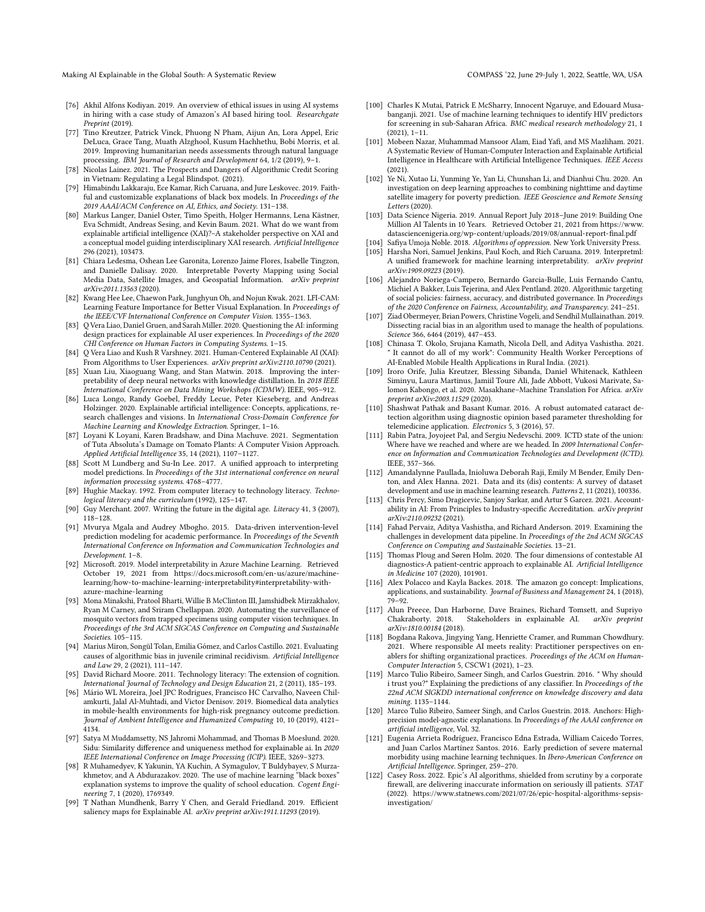[76] Akhil Alfons Kodiyan. 2019. An overview of ethical issues in using AI systems in hiring with a case study of Amazon's AI based hiring tool. *Researchgate Preprint* (2019).

[77] Tino Kreutzer, Patrick Vinck, Phuong N Pham, Aijun An, Lora Appel, Eric DeLuca, Grace Tang, Muath Alzghool, Kusum Hachhethu, Bobi Morris, et al. 2019. Improving humanitarian needs assessments through natural language processing. *IBM Journal of Research and Development* 64, 1/2 (2019), 9–1.

[78] Nicolas Lainez. 2021. The Prospects and Dangers of Algorithmic Credit Scoring in Vietnam: Regulating a Legal Blindspot. (2021).

[79] Himabindu Lakkaraju, Ece Kamar, Rich Caruana, and Jure Leskovec. 2019. Faithful and customizable explanations of black box models. In *Proceedings of the 2019 AAAI/ACM Conference on AI, Ethics, and Society*. 131–138.

[80] Markus Langer, Daniel Oster, Timo Speith, Holger Hermanns, Lena Kästner, Eva Schmidt, Andreas Sesing, and Kevin Baum. 2021. What do we want from explainable artificial intelligence (XAI)?–A stakeholder perspective on XAI and a conceptual model guiding interdisciplinary XAI research. *Artificial Intelligence* 296 (2021), 103473.

[81] Chiara Ledesma, Oshean Lee Garonita, Lorenzo Jaime Flores, Isabelle Tingzon, and Danielle Dalisay. 2020. Interpretable Poverty Mapping using Social Media Data, Satellite Images, and Geospatial Information. *arXiv preprint arXiv:2011.13563* (2020).

[82] Kwang Hee Lee, Chaewon Park, Junghyun Oh, and Nojun Kwak. 2021. LFI-CAM: Learning Feature Importance for Better Visual Explanation. In *Proceedings of the IEEE/CVF International Conference on Computer Vision*. 1355–1363.

[83] Q Vera Liao, Daniel Gruen, and Sarah Miller. 2020. Questioning the AI: informing design practices for explainable AI user experiences. In *Proceedings of the 2020 CHI Conference on Human Factors in Computing Systems*. 1–15.

[84] Q Vera Liao and Kush R Varshney. 2021. Human-Centered Explainable AI (XAI): From Algorithms to User Experiences. *arXiv preprint arXiv:2110.10790* (2021).

[85] Xuan Liu, Xiaoguang Wang, and Stan Matwin. 2018. Improving the interpretability of deep neural networks with knowledge distillation. In *2018 IEEE International Conference on Data Mining Workshops (ICDMW)*. IEEE, 905–912.

[86] Luca Longo, Randy Goebel, Freddy Lecue, Peter Kieseberg, and Andreas Holzinger. 2020. Explainable artificial intelligence: Concepts, applications, research challenges and visions. In *International Cross-Domain Conference for Machine Learning and Knowledge Extraction*. Springer, 1–16.

[87] Loyani K Loyani, Karen Bradshaw, and Dina Machuve. 2021. Segmentation of Tuta Absoluta's Damage on Tomato Plants: A Computer Vision Approach. *Applied Artificial Intelligence* 35, 14 (2021), 1107–1127.

[88] Scott M Lundberg and Su-In Lee. 2017. A unified approach to interpreting model predictions. In *Proceedings of the 31st international conference on neural information processing systems*. 4768–4777.

[89] Hughie Mackay. 1992. From computer literacy to technology literacy. *Technological literacy and the curriculum* (1992), 125–147.

[90] Guy Merchant. 2007. Writing the future in the digital age. *Literacy* 41, 3 (2007), 118–128.

[91] Mvurya Mgala and Audrey Mbogho. 2015. Data-driven intervention-level prediction modeling for academic performance. In *Proceedings of the Seventh International Conference on Information and Communication Technologies and Development*. 1–8.

[92] Microsoft. 2019. Model interpretability in Azure Machine Learning. Retrieved October 19, 2021 from https://docs.microsoft.com/en-us/azure/machine-learning/how-to-machine-learning-interpretability#interpretability-with-azure-machine-learning

[93] Mona Minakshi, Pratool Bharti, Willie B McClinton III, Jamshidbek Mirzakhalov, Ryan M Carney, and Sriram Chellappan. 2020. Automating the surveillance of mosquito vectors from trapped specimens using computer vision techniques. In *Proceedings of the 3rd ACM SIGCAS Conference on Computing and Sustainable Societies*. 105–115.

[94] Marius Miron, Songül Tolan, Emilia Gómez, and Carlos Castillo. 2021. Evaluating causes of algorithmic bias in juvenile criminal recidivism. *Artificial Intelligence and Law* 29, 2 (2021), 111–147.

[95] David Richard Moore. 2011. Technology literacy: The extension of cognition. *International Journal of Technology and Design Education* 21, 2 (2011), 185–193.

[96] Mário WL Moreira, Joel JPC Rodrigues, Francisco HC Carvalho, Naveen Chilamkurti, Jalal Al-Muhtadi, and Victor Denisov. 2019. Biomedical data analytics in mobile-health environments for high-risk pregnancy outcome prediction. *Journal of Ambient Intelligence and Humanized Computing* 10, 10 (2019), 4121–4134.

[97] Satya M Muddamsetty, NS Jahromi Mohammad, and Thomas B Moeslund. 2020. Sidu: Similarity difference and uniqueness method for explainable ai. In *2020 IEEE International Conference on Image Processing (ICIP)*. IEEE, 3269–3273.

[98] R Muhamedyev, K Yakunin, YA Kuchin, A Symagulov, T Buldybayev, S Murzakhmetov, and A Abdurazakov. 2020. The use of machine learning "black boxes" explanation systems to improve the quality of school education. *Cogent Engineering* 7, 1 (2020), 1769349.

[99] T Nathan Mundhenk, Barry Y Chen, and Gerald Friedland. 2019. Efficient saliency maps for Explainable AI. *arXiv preprint arXiv:1911.11293* (2019).

[100] Charles K Mutai, Patrick E McSharry, Innocent Ngaruye, and Edouard Musabanganji. 2021. Use of machine learning techniques to identify HIV predictors for screening in sub-Saharan Africa. *BMC medical research methodology* 21, 1 (2021), 1–11.

[101] Mobeen Nazar, Muhammad Mansoor Alam, Eiad Yafi, and MS Mazliham. 2021. A Systematic Review of Human-Computer Interaction and Explainable Artificial Intelligence in Healthcare with Artificial Intelligence Techniques. *IEEE Access* (2021).

[102] Ye Ni, Xutao Li, Yunming Ye, Yan Li, Chunshan Li, and Dianhui Chu. 2020. An investigation on deep learning approaches to combining nighttime and daytime satellite imagery for poverty prediction. *IEEE Geoscience and Remote Sensing Letters* (2020).

[103] Data Science Nigeria. 2019. Annual Report July 2018–June 2019: Building One Million AI Talents in 10 Years. Retrieved October 21, 2021 from https://www.datasciencenigeria.org/wp-content/uploads/2019/08/annual-report-final.pdf

[104] Safiya Umoja Noble. 2018. *Algorithms of oppression*. New York University Press.

[105] Harsha Nori, Samuel Jenkins, Paul Koch, and Rich Caruana. 2019. Interpretml: A unified framework for machine learning interpretability. *arXiv preprint arXiv:1909.09223* (2019).

[106] Alejandro Noriega-Campero, Bernardo Garcia-Bulle, Luis Fernando Cantu, Michiel A Bakker, Luis Tejerina, and Alex Pentland. 2020. Algorithmic targeting of social policies: fairness, accuracy, and distributed governance. In *Proceedings of the 2020 Conference on Fairness, Accountability, and Transparency*. 241–251.

[107] Ziad Obermeyer, Brian Powers, Christine Vogeli, and Sendhil Mullainathan. 2019. Dissecting racial bias in an algorithm used to manage the health of populations. *Science* 366, 6464 (2019), 447–453.

[108] Chinasa T. Okolo, Srujana Kamath, Nicola Dell, and Aditya Vashistha. 2021. " It cannot do all of my work": Community Health Worker Perceptions of AI-Enabled Mobile Health Applications in Rural India. (2021).

[109] Iroro Orife, Julia Kreutzer, Blessing Sibanda, Daniel Whitenack, Kathleen Siminyu, Laura Martinus, Jamiil Toure Ali, Jade Abbott, Vukosi Marivate, Salomon Kabongo, et al. 2020. Masakhane–Machine Translation For Africa. *arXiv preprint arXiv:2003.11529* (2020).

[110] Shashwat Pathak and Basant Kumar. 2016. A robust automated cataract detection algorithm using diagnostic opinion based parameter thresholding for telemedicine application. *Electronics* 5, 3 (2016), 57.

[111] Rabin Patra, Joyojeet Pal, and Sergiu Nedevschi. 2009. ICTD state of the union: Where have we reached and where are we headed. In *2009 International Conference on Information and Communication Technologies and Development (ICTD)*. IEEE, 357–366.

[112] Amandalynne Paullada, Inioluwa Deborah Raji, Emily M Bender, Emily Denton, and Alex Hanna. 2021. Data and its (dis) contents: A survey of dataset development and use in machine learning research. *Patterns* 2, 11 (2021), 100336.

[113] Chris Percy, Simo Dragicevic, Sanjoy Sarkar, and Artur S Garcez. 2021. Accountability in AI: From Principles to Industry-specific Accreditation. *arXiv preprint arXiv:2110.09232* (2021).

[114] Fahad Pervaiz, Aditya Vashistha, and Richard Anderson. 2019. Examining the challenges in development data pipeline. In *Proceedings of the 2nd ACM SIGCAS Conference on Computing and Sustainable Societies*. 13–21.

[115] Thomas Ploug and Søren Holm. 2020. The four dimensions of contestable AI diagnostics-A patient-centric approach to explainable AI. *Artificial Intelligence in Medicine* 107 (2020), 101901.

[116] Alex Polacco and Kayla Backes. 2018. The amazon go concept: Implications, applications, and sustainability. *Journal of Business and Management* 24, 1 (2018), 79–92.

[117] Alun Preece, Dan Harborne, Dave Braines, Richard Tomsett, and Supriyo Chakraborty. 2018. Stakeholders in explainable AI. *arXiv preprint arXiv:1810.00184* (2018).

[118] Bogdana Rakova, Jingying Yang, Henriette Cramer, and Rumman Chowdhury. 2021. Where responsible AI meets reality: Practitioner perspectives on enablers for shifting organizational practices. *Proceedings of the ACM on Human-Computer Interaction* 5, CSCW1 (2021), 1–23.

[119] Marco Tulio Ribeiro, Sameer Singh, and Carlos Guestrin. 2016. " Why should i trust you?" Explaining the predictions of any classifier. In *Proceedings of the 22nd ACM SIGKDD international conference on knowledge discovery and data mining*. 1135–1144.

[120] Marco Tulio Ribeiro, Sameer Singh, and Carlos Guestrin. 2018. Anchors: High-precision model-agnostic explanations. In *Proceedings of the AAAI conference on artificial intelligence*, Vol. 32.

[121] Eugenia Arrieta Rodríguez, Francisco Edna Estrada, William Caicedo Torres, and Juan Carlos Martínez Santos. 2016. Early prediction of severe maternal morbidity using machine learning techniques. In *Ibero-American Conference on Artificial Intelligence*. Springer, 259–270.

[122] Casey Ross. 2022. Epic's AI algorithms, shielded from scrutiny by a corporate firewall, are delivering inaccurate information on seriously ill patients. *STAT* (2022). https://www.statnews.com/2021/07/26/epic-hospital-algorithms-sepsis-investigation/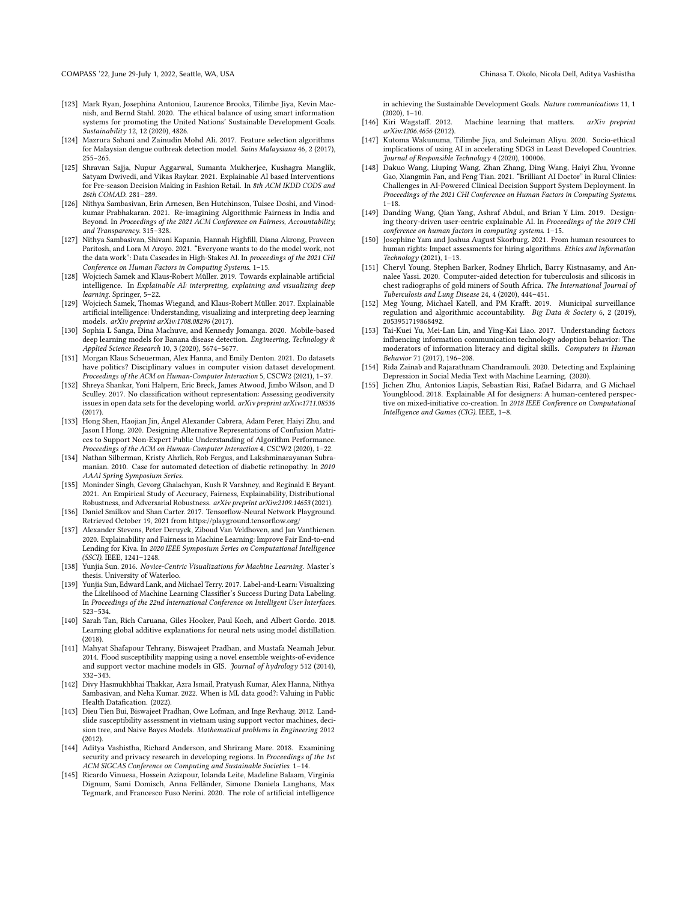- [123] Mark Ryan, Josephina Antoniou, Laurence Brooks, Tilimbe Jiya, Kevin Macnish, and Bernd Stahl. 2020. The ethical balance of using smart information systems for promoting the United Nations' Sustainable Development Goals. *Sustainability* 12, 12 (2020), 4826.
- [124] Mazrura Sahani and Zainudin Mohd Ali. 2017. Feature selection algorithms for Malaysian dengue outbreak detection model. *Sains Malaysiana* 46, 2 (2017), 255–265.
- [125] Shravan Sajja, Nupur Aggarwal, Sumanta Mukherjee, Kushagra Manglik, Satyam Dwivedi, and Vikas Raykar. 2021. Explainable AI based Interventions for Pre-season Decision Making in Fashion Retail. In *8th ACM IKDD CODS and 26th COMAD*. 281–289.
- [126] Nithya Sambasivan, Erin Arnesen, Ben Hutchinson, Tulsee Doshi, and Vinodkumar Prabhakaran. 2021. Re-imagining Algorithmic Fairness in India and Beyond. In *Proceedings of the 2021 ACM Conference on Fairness, Accountability, and Transparency*. 315–328.
- [127] Nithya Sambasivan, Shivani Kapania, Hannah Highfill, Diana Akrong, Praveen Paritosh, and Lora M Aroyo. 2021. "Everyone wants to do the model work, not the data work": Data Cascades in High-Stakes AI. In *proceedings of the 2021 CHI Conference on Human Factors in Computing Systems*. 1–15.
- [128] Wojciech Samek and Klaus-Robert Müller. 2019. Towards explainable artificial intelligence. In *Explainable AI: interpreting, explaining and visualizing deep learning*. Springer, 5–22.
- [129] Wojciech Samek, Thomas Wiegand, and Klaus-Robert Müller. 2017. Explainable artificial intelligence: Understanding, visualizing and interpreting deep learning models. *arXiv preprint arXiv:1708.08296* (2017).
- [130] Sophia L Sanga, Dina Machuve, and Kennedy Jomanga. 2020. Mobile-based deep learning models for Banana disease detection. *Engineering, Technology & Applied Science Research* 10, 3 (2020), 5674–5677.
- [131] Morgan Klaus Scheuerman, Alex Hanna, and Emily Denton. 2021. Do datasets have politics? Disciplinary values in computer vision dataset development. *Proceedings of the ACM on Human-Computer Interaction* 5, CSCW2 (2021), 1–37.
- [132] Shreya Shankar, Yoni Halpern, Eric Breck, James Atwood, Jimbo Wilson, and D Sculley. 2017. No classification without representation: Assessing geodiversity issues in open data sets for the developing world. *arXiv preprint arXiv:1711.08536* (2017).
- [133] Hong Shen, Haojian Jin, Ángel Alexander Cabrera, Adam Perer, Haiyi Zhu, and Jason I Hong. 2020. Designing Alternative Representations of Confusion Matrices to Support Non-Expert Public Understanding of Algorithm Performance. *Proceedings of the ACM on Human-Computer Interaction* 4, CSCW2 (2020), 1–22.
- [134] Nathan Silberman, Kristy Ahrlich, Rob Fergus, and Lakshminarayanan Subramanian. 2010. Case for automated detection of diabetic retinopathy. In *2010 AAAI Spring Symposium Series*.
- [135] Moninder Singh, Gevorg Ghalachyan, Kush R Varshney, and Reginald E Bryant. 2021. An Empirical Study of Accuracy, Fairness, Explainability, Distributional Robustness, and Adversarial Robustness. *arXiv preprint arXiv:2109.14653* (2021).
- [136] Daniel Smilkov and Shan Carter. 2017. Tensorflow-Neural Network Playground. Retrieved October 19, 2021 from https://playground.tensorflow.org/
- [137] Alexander Stevens, Peter Deruyck, Ziboud Van Veldhoven, and Jan Vanthienen. 2020. Explainability and Fairness in Machine Learning: Improve Fair End-to-end Lending for Kiva. In *2020 IEEE Symposium Series on Computational Intelligence (SSCI)*. IEEE, 1241–1248.
- [138] Yunjia Sun. 2016. *Novice-Centric Visualizations for Machine Learning*. Master's thesis. University of Waterloo.
- [139] Yunjia Sun, Edward Lank, and Michael Terry. 2017. Label-and-Learn: Visualizing the Likelihood of Machine Learning Classifier's Success During Data Labeling. In *Proceedings of the 22nd International Conference on Intelligent User Interfaces*. 523–534.
- [140] Sarah Tan, Rich Caruana, Giles Hooker, Paul Koch, and Albert Gordo. 2018. Learning global additive explanations for neural nets using model distillation. (2018).
- [141] Mahyat Shafapour Tehrany, Biswajeet Pradhan, and Mustafa Neamah Jebur. 2014. Flood susceptibility mapping using a novel ensemble weights-of-evidence and support vector machine models in GIS. *Journal of hydrology* 512 (2014), 332–343.
- [142] Divy Hasmukhbhai Thakkar, Azra Ismail, Pratyush Kumar, Alex Hanna, Nithya Sambasivan, and Neha Kumar. 2022. When is ML data good?: Valuing in Public Health Datafication. (2022).
- [143] Dieu Tien Bui, Biswajeet Pradhan, Owe Lofman, and Inge Revhaug. 2012. Landslide susceptibility assessment in vietnam using support vector machines, decision tree, and Naive Bayes Models. *Mathematical problems in Engineering* 2012 (2012).
- [144] Aditya Vashistha, Richard Anderson, and Shrirang Mare. 2018. Examining security and privacy research in developing regions. In *Proceedings of the 1st ACM SIGCAS Conference on Computing and Sustainable Societies*. 1–14.
- [145] Ricardo Vinuesa, Hossein Azizpour, Iolanda Leite, Madeline Balaam, Virginia Dignum, Sami Domisch, Anna Felländer, Simone Daniela Langhans, Max Tegmark, and Francesco Fuso Nerini. 2020. The role of artificial intelligence in achieving the Sustainable Development Goals. *Nature communications* 11, 1 (2020), 1–10.
- [146] Kiri Wagstaff. 2012. Machine learning that matters. *arXiv preprint arXiv:1206.4656* (2012).
- [147] Kutoma Wakunuma, Tilimbe Jiya, and Suleiman Aliyu. 2020. Socio-ethical implications of using AI in accelerating SDG3 in Least Developed Countries. *Journal of Responsible Technology* 4 (2020), 100006.
- [148] Dakuo Wang, Liuping Wang, Zhan Zhang, Ding Wang, Haiyi Zhu, Yvonne Gao, Xiangmin Fan, and Feng Tian. 2021. "Brilliant AI Doctor" in Rural Clinics: Challenges in AI-Powered Clinical Decision Support System Deployment. In *Proceedings of the 2021 CHI Conference on Human Factors in Computing Systems*. 1–18.
- [149] Danding Wang, Qian Yang, Ashraf Abdul, and Brian Y Lim. 2019. Designing theory-driven user-centric explainable AI. In *Proceedings of the 2019 CHI conference on human factors in computing systems*. 1–15.
- [150] Josephine Yam and Joshua August Skorburg. 2021. From human resources to human rights: Impact assessments for hiring algorithms. *Ethics and Information Technology* (2021), 1–13.
- [151] Cheryl Young, Stephen Barker, Rodney Ehrlich, Barry Kistnasamy, and Annalee Yassi. 2020. Computer-aided detection for tuberculosis and silicosis in chest radiographs of gold miners of South Africa. *The International Journal of Tuberculosis and Lung Disease* 24, 4 (2020), 444–451.
- [152] Meg Young, Michael Katell, and PM Krafft. 2019. Municipal surveillance regulation and algorithmic accountability. *Big Data & Society* 6, 2 (2019), 2053951719868492.
- [153] Tai-Kuei Yu, Mei-Lan Lin, and Ying-Kai Liao. 2017. Understanding factors influencing information communication technology adoption behavior: The moderators of information literacy and digital skills. *Computers in Human Behavior* 71 (2017), 196–208.
- [154] Rida Zainab and Rajarathnam Chandramouli. 2020. Detecting and Explaining Depression in Social Media Text with Machine Learning. (2020).
- [155] Jichen Zhu, Antonios Liapis, Sebastian Risi, Rafael Bidarra, and G Michael Youngblood. 2018. Explainable AI for designers: A human-centered perspective on mixed-initiative co-creation. In *2018 IEEE Conference on Computational Intelligence and Games (CIG)*. IEEE, 1–8.